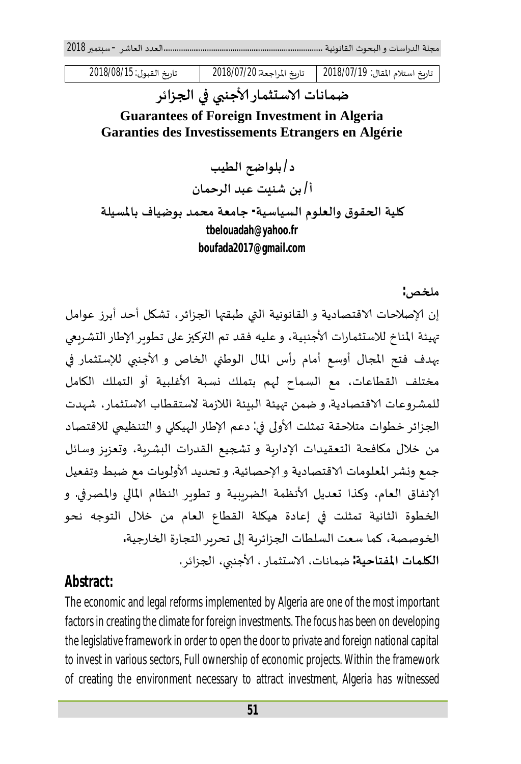| تاريخ استلام المقال: 2018/07/19 | تاريخ المراجعة: 2018/07/20 | تاريخ القبول: 2018/08/15 |
| --- | --- | --- |

# ضمانات الاستثمار الأجنبي في الجزائر

**Guarantees of Foreign Investment in Algeria**

**Garanties des Investissements Etrangers en Algérie**

**د/ بلواضح الطيب**

**أ/ بن شنيت عبد الرحمان**

**كلية الحقوق والعلوم السياسية- جامعة محمد بوضياف بالمسيلة**

**tbelouadah@yahoo.fr**

**boufada2017@gmail.com**

## ملخص:

إن الإصلاحات الاقتصادية و القانونية التي طبقتها الجزائر، تشكل أحد أبرز عوامل تهيئة المناخ للاستثمارات الأجنبية، و عليه فقد تم التركيز على تطوير الإطار التشريعي بهدف فتح المجال أوسع أمام رأس المال الوطني الخاص و الأجنبي للإستثمار في مختلف القطاعات، مع السماح لهم بتملك نسبة الأغلبية أو التملك الكامل للمشروعات الاقتصادية. و ضمن تهيئة البيئة اللازمة لاستقطاب الاستثمار، شهدت الجزائر خطوات متلاحقة تمثلت الأولى في: دعم الإطار الهيكلي و التنظيمي للاقتصاد من خلال مكافحة التعقيدات الإدارية و تشجيع القدرات البشرية، وتعزيز وسائل جمع ونشر المعلومات الاقتصادية و الإحصائية. و تحديد الأولويات مع ضبط وتفعيل الإنفاق العام، وكذا تعديل الأنظمة الضريبية و تطوير النظام المالي والمصرفي. و الخطوة الثانية تمثلت في إعادة هيكلة القطاع العام من خلال التوجه نحو الخوصصة، كما سعت السلطات الجزائرية إلى تحرير التجارة الخارجية.

**الكلمات المفتاحية:** ضمانات، الاستثمار ، الأجنبي، الجزائر.

## Abstract:

The economic and legal reforms implemented by Algeria are one of the most important factors in creating the climate for foreign investments. The focus has been on developing the legislative framework in order to open the door to private and foreign national capital to invest in various sectors, Full ownership of economic projects. Within the framework of creating the environment necessary to attract investment, Algeria has witnessed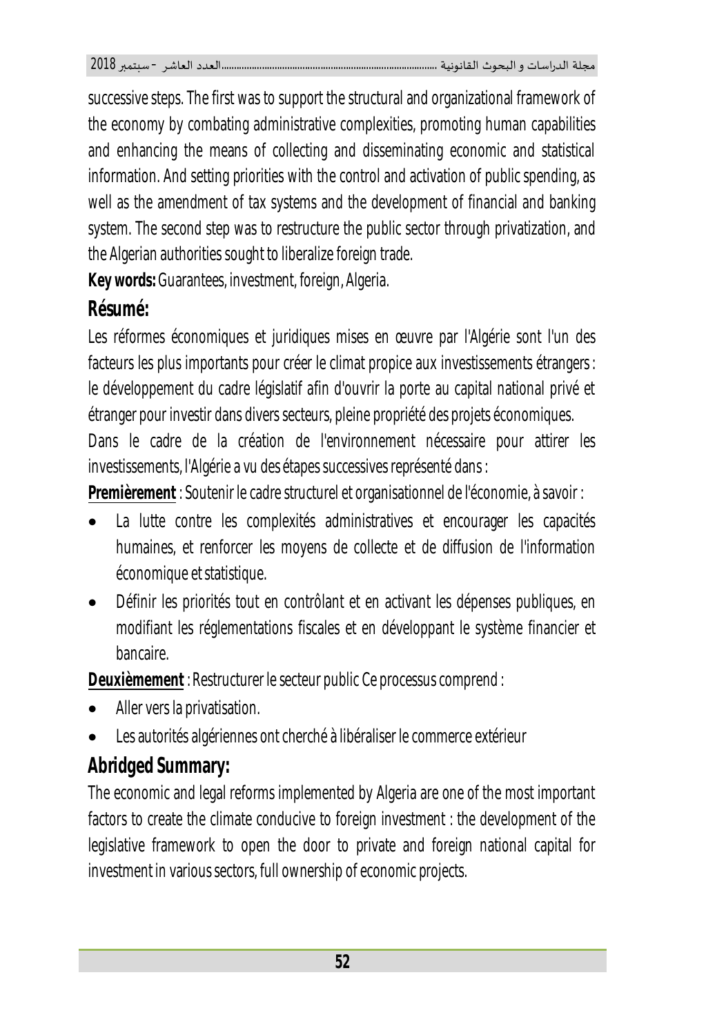successive steps. The first was to support the structural and organizational framework of the economy by combating administrative complexities, promoting human capabilities and enhancing the means of collecting and disseminating economic and statistical information. And setting priorities with the control and activation of public spending, as well as the amendment of tax systems and the development of financial and banking system. The second step was to restructure the public sector through privatization, and the Algerian authorities sought to liberalize foreign trade.

**Key words:** Guarantees, investment, foreign, Algeria.

## Résumé:

Les réformes économiques et juridiques mises en œuvre par l'Algérie sont l'un des facteurs les plus importants pour créer le climat propice aux investissements étrangers : le développement du cadre législatif afin d'ouvrir la porte au capital national privé et étranger pour investir dans divers secteurs, pleine propriété des projets économiques.

Dans le cadre de la création de l'environnement nécessaire pour attirer les investissements, l'Algérie a vu des étapes successives représenté dans :

**Premièrement** : Soutenir le cadre structurel et organisationnel de l'économie, à savoir :

- La lutte contre les complexités administratives et encourager les capacités humaines, et renforcer les moyens de collecte et de diffusion de l'information économique et statistique.
- Définir les priorités tout en contrôlant et en activant les dépenses publiques, en modifiant les réglementations fiscales et en développant le système financier et bancaire.

**Deuxièmement** : Restructurer le secteur public Ce processus comprend :

- Aller vers la privatisation.
- Les autorités algériennes ont cherché à libéraliser le commerce extérieur

## Abridged Summary:

The economic and legal reforms implemented by Algeria are one of the most important factors to create the climate conducive to foreign investment : the development of the legislative framework to open the door to private and foreign national capital for investment in various sectors, full ownership of economic projects.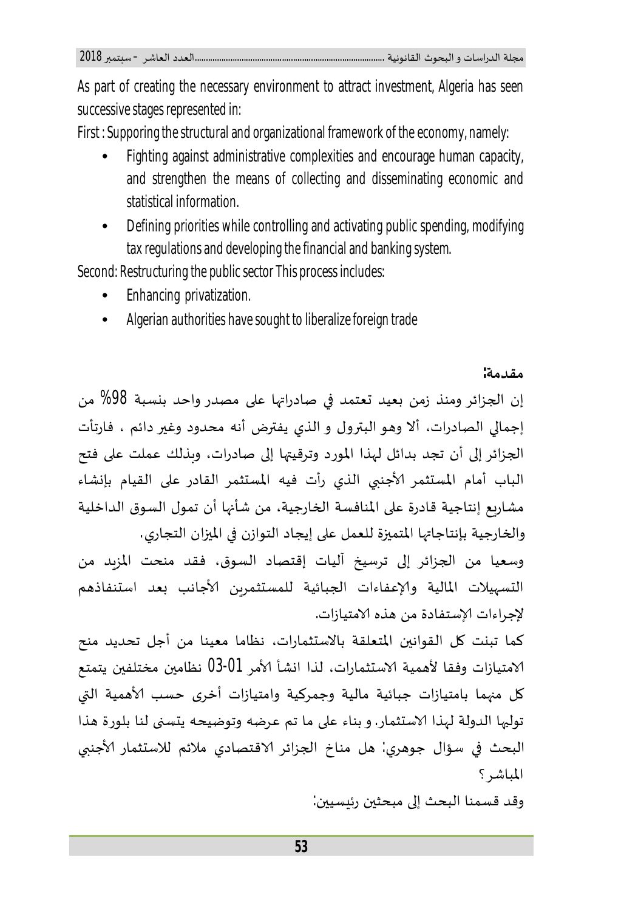As part of creating the necessary environment to attract investment, Algeria has seen successive stages represented in:

First : Supporing the structural and organizational framework of the economy, namely:

- Fighting against administrative complexities and encourage human capacity, and strengthen the means of collecting and disseminating economic and statistical information.
- Defining priorities while controlling and activating public spending, modifying tax regulations and developing the financial and banking system.

Second: Restructuring the public sector This process includes:

- Enhancing privatization.
- Algerian authorities have sought to liberalize foreign trade

**مقدمة:**

إن الجزائر ومنذ زمن بعيد تعتمد في صادراتها على مصدر واحد بنسبة 98% من إجمالي الصادرات، ألا وهو البترول و الذي يفترض أنه محدود وغير دائم ، فارتأت الجزائر إلى أن تجد بدائل لهذا المورد وترقيتها إلى صادرات، وبذلك عملت على فتح الباب أمام المستثمر الأجنبي الذي رأت فيه المستثمر القادر على القيام بإنشاء مشاريع إنتاجية قادرة على المنافسة الخارجية، من شأنها أن تمول السوق الداخلية والخارجية بإنتاجاتها المتميزة للعمل على إيجاد التوازن في الميزان التجاري.

وسعيا من الجزائر إلى ترسيخ آليات إقتصاد السوق، فقد منحت المزيد من التسهيلات المالية والإعفاءات الجبائية للمستثمرين الأجانب بعد استنفاذهم لإجراءات الإستفادة من هذه الامتيازات.

كما تبنت كل القوانين المتعلقة بالاستثمارات، نظاما معينا من أجل تحديد منح الامتيازات وفقا لأهمية الاستثمارات، لذا انشأ الأمر 01-03 نظامين مختلفين يتمتع كل منهما بامتيازات جبائية مالية وجمركية وامتيازات أخرى حسب الأهمية التي توليها الدولة لهذا الاستثمار. و بناء على ما تم عرضه وتوضيحه يتسنى لنا بلورة هذا البحث في سؤال جوهري: هل مناخ الجزائر الاقتصادي ملائم للاستثمار الأجنبي المباشر؟

وقد قسمنا البحث إلى مبحثين رئيسيين: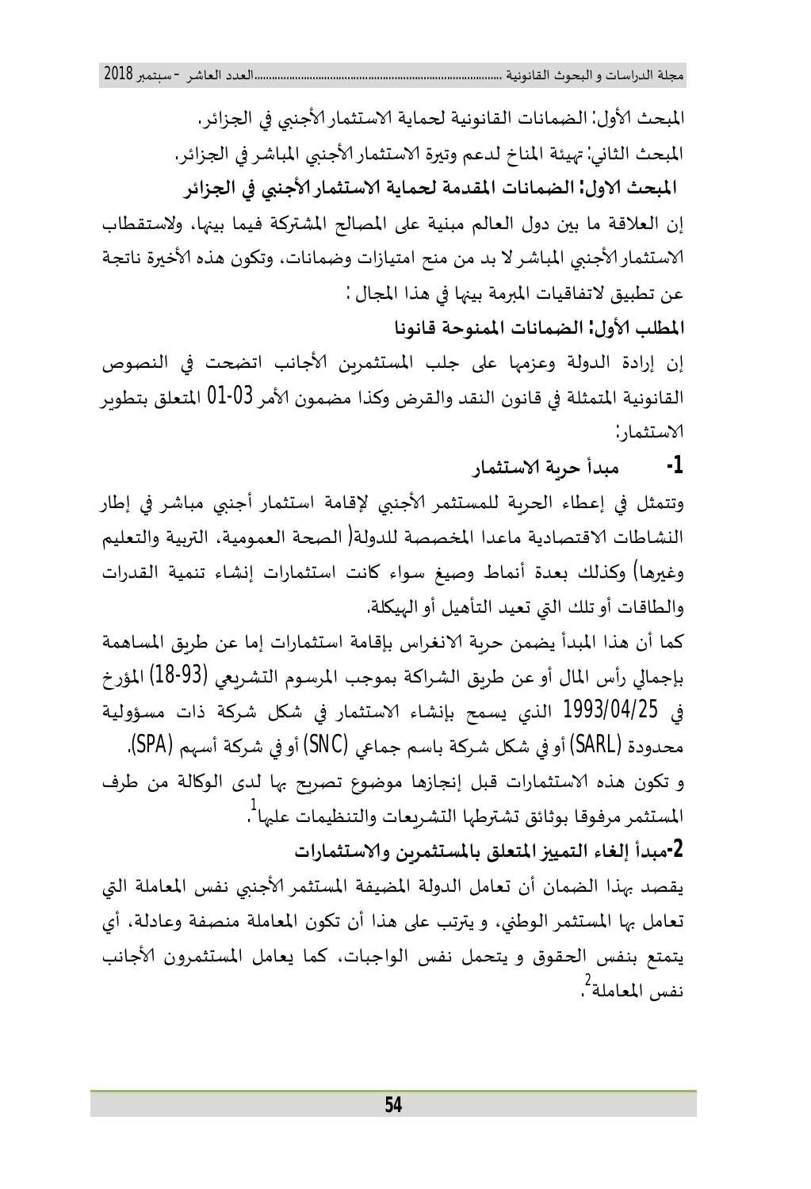المبحث الأول: الضمانات القانونية لحماية الاستثمار الأجنبي في الجزائر.

المبحث الثاني: تهيئة المناخ لدعم وتيرة الاستثمار الأجنبي المباشر في الجزائر.

## المبحث الاول: الضمانات المقدمة لحماية الاستثمار الأجنبي في الجزائر

إن العلاقة ما بين دول العالم مبنية على المصالح المشتركة فيما بينها، ولاستقطاب الاستثمار الأجنبي المباشر لا بد من منح امتيازات وضمانات، وتكون هذه الأخيرة ناتجة عن تطبيق لاتفاقيات المبرمة بينها في هذا المجال :

### المطلب الأول: الضمانات الممنوحة قانونا

إن إرادة الدولة وعزمها على جلب المستثمرين الأجانب اتضحت في النصوص القانونية المتمثلة في قانون النقد والقرض وكذا مضمون الأمر 03-01 المتعلق بتطوير الاستثمار:

**1- مبدأ حرية الاستثمار**

وتتمثل في إعطاء الحرية للمستثمر الأجنبي لإقامة استثمار أجنبي مباشر في إطار النشاطات الاقتصادية ماعدا المخصصة للدولة( الصحة العمومية، التربية والتعليم وغيرها) وكذلك بعدة أنماط وصيغ سواء كانت استثمارات إنشاء تنمية القدرات والطاقات أو تلك التي تعيد التأهيل أو الهيكلة.

كما أن هذا المبدأ يضمن حرية الانغراس بإقامة استثمارات إما عن طريق المساهمة بإجمالي رأس المال أو عن طريق الشراكة بموجب المرسوم التشريعي (93-18) المؤرخ في 1993/04/25 الذي يسمح بإنشاء الاستثمار في شكل شركة ذات مسؤولية محدودة (SARL) أو في شكل شركة باسم جماعي (SNC) أو في شركة أسهم (SPA).

و تكون هذه الاستثمارات قبل إنجازها موضوع تصريح بها لدى الوكالة من طرف المستثمر مرفوقا بوثائق تشترطها التشريعات والتنظيمات عليها[1].

**2-مبدأ إلغاء التمييز المتعلق بالمستثمرين والاستثمارات**

يقصد بهذا الضمان أن تعامل الدولة المضيفة المستثمر الأجنبي نفس المعاملة التي تعامل بها المستثمر الوطني، و يترتب على هذا أن تكون المعاملة منصفة وعادلة، أي يتمتع بنفس الحقوق و يتحمل نفس الواجبات، كما يعامل المستثمرون الأجانب نفس المعاملة[2].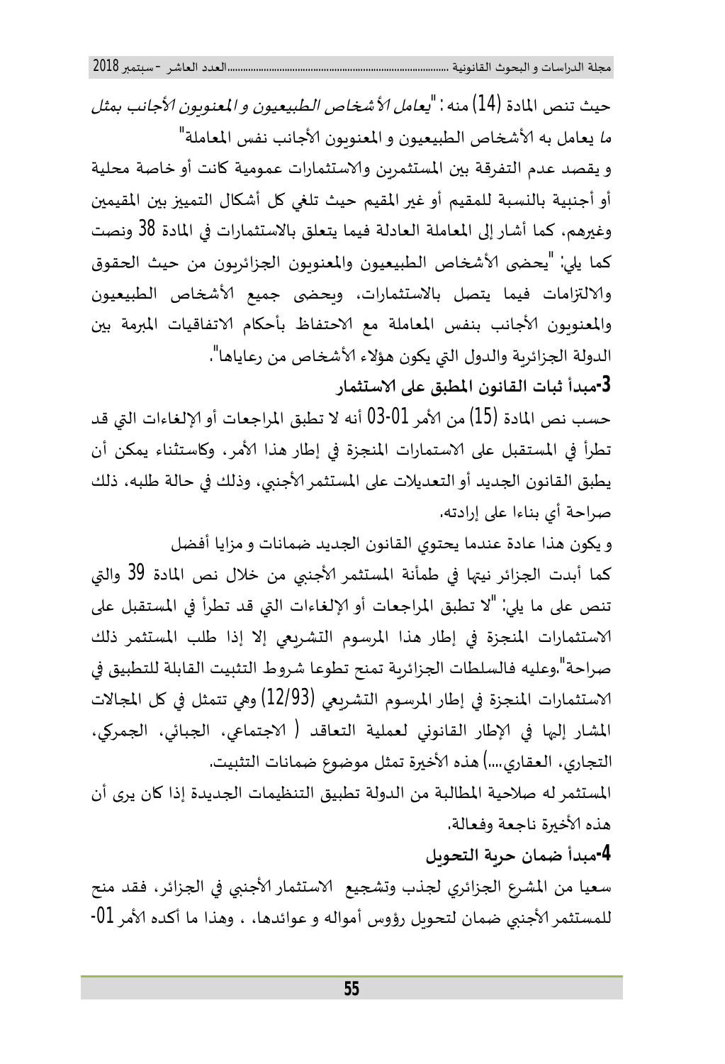حيث تنص المادة (14) منه : "*يعامل الأشخاص الطبيعيون و المعنويون الأجانب بمثل ما* يعامل به الأشخاص الطبيعيون و المعنويون الأجانب نفس المعاملة"

و يقصد عدم التفرقة بين المستثمرين والاستثمارات عمومية كانت أو خاصة محلية أو أجنبية بالنسبة للمقيم أو غير المقيم حيث تلغي كل أشكال التمييز بين المقيمين وغيرهم، كما أشار إلى المعاملة العادلة فيما يتعلق بالاستثمارات في المادة 38 ونصت كما يلي: "يحضى الأشخاص الطبيعيون والمعنويون الجزائريون من حيث الحقوق والالتزامات فيما يتصل بالاستثمارات، ويحضى جميع الأشخاص الطبيعيون والمعنويون الأجانب بنفس المعاملة مع الاحتفاظ بأحكام الاتفاقيات المبرمة بين الدولة الجزائرية والدول التي يكون هؤلاء الأشخاص من رعاياها".

**3-مبدأ ثبات القانون المطبق على الاستثمار**

حسب نص المادة (15) من الأمر 01-03 أنه لا تطبق المراجعات أو الإلغاءات التي قد تطرأ في المستقبل على الاستمارات المنجزة في إطار هذا الأمر، وكاستثناء يمكن أن يطبق القانون الجديد أو التعديلات على المستثمر الأجنبي، وذلك في حالة طلبه، ذلك صراحة أي بناءا على إرادته.

و يكون هذا عادة عندما يحتوي القانون الجديد ضمانات و مزايا أفضل

كما أبدت الجزائر نيتها في طمأنة المستثمر الأجنبي من خلال نص المادة 39 والتي تنص على ما يلي: "لا تطبق المراجعات أو الإلغاءات التي قد تطرأ في المستقبل على الاستثمارات المنجزة في إطار هذا المرسوم التشريعي إلا إذا طلب المستثمر ذلك صراحة".وعليه فالسلطات الجزائرية تمنح تطوعا شروط التثبيت القابلة للتطبيق في الاستثمارات المنجزة في إطار المرسوم التشريعي (12/93) وهي تتمثل في كل المجالات المشار إليها في الإطار القانوني لعملية التعاقد ( الاجتماعي، الجبائي، الجمركي، التجاري، العقاري....) هذه الأخيرة تمثل موضوع ضمانات التثبيت.

المستثمر له صلاحية المطالبة من الدولة تطبيق التنظيمات الجديدة إذا كان يرى أن هذه الأخيرة ناجعة وفعالة.

**4-مبدأ ضمان حرية التحويل**

سعيا من المشرع الجزائري لجذب وتشجيع الاستثمار الأجنبي في الجزائر، فقد منح للمستثمر الأجنبي ضمان لتحويل رؤوس أمواله و عوائدها، . وهذا ما أكده الأمر 01-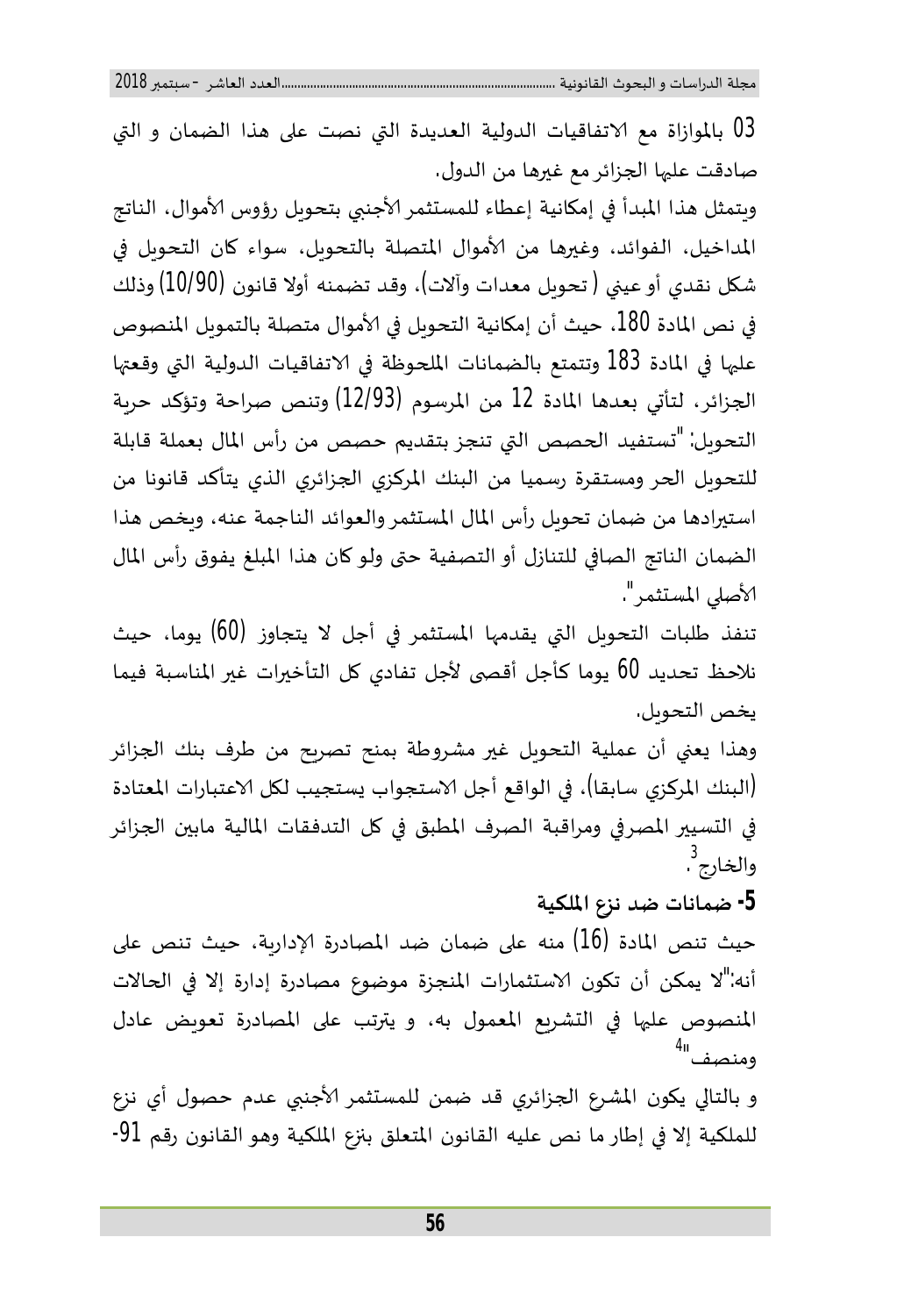03 بالموازاة مع الاتفاقيات الدولية العديدة التي نصت على هذا الضمان و التي صادقت عليها الجزائر مع غيرها من الدول.

ويتمثل هذا المبدأ في إمكانية إعطاء للمستثمر الأجنبي بتحويل رؤوس الأموال، الناتج المداخيل، الفوائد، وغيرها من الأموال المتصلة بالتحويل، سواء كان التحويل في شكل نقدي أو عيني (تحويل معدات وآلات)، وقد تضمنه أولا قانون (10/90) وذلك في نص المادة 180، حيث أن إمكانية التحويل في الأموال متصلة بالتمويل المنصوص عليها في المادة 183 وتتمتع بالضمانات الملحوظة في الاتفاقيات الدولية التي وقعتها الجزائر، لتأتي بعدها المادة 12 من المرسوم (12/93) وتنص صراحة وتؤكد حرية التحويل: "تستفيد الحصص التي تنجز بتقديم حصص من رأس المال بعملة قابلة للتحويل الحر ومستقرة رسميا من البنك المركزي الجزائري الذي يتأكد قانونا من استيرادها من ضمان تحويل رأس المال المستثمر والعوائد الناجمة عنه، ويخص هذا الضمان الناتج الصافي للتنازل أو التصفية حتى ولو كان هذا المبلغ يفوق رأس المال الأصلي المستثمر".

تنفذ طلبات التحويل التي يقدمها المستثمر في أجل لا يتجاوز (60) يوما، حيث نلاحظ تحديد 60 يوما كأجل أقصى لأجل تفادي كل التأخيرات غير المناسبة فيما يخص التحويل.

وهذا يعني أن عملية التحويل غير مشروطة بمنح تصريح من طرف بنك الجزائر (البنك المركزي سابقا). في الواقع أجل الاستجواب يستجيب لكل الاعتبارات المعتادة في التسيير المصرفي ومراقبة الصرف المطبق في كل التدفقات المالية مابين الجزائر والخارج[3].

### 5- ضمانات ضد نزع الملكية

حيث تنص المادة (16) منه على ضمان ضد المصادرة الإدارية، حيث تنص على أنه:"لا يمكن أن تكون الاستثمارات المنجزة موضوع مصادرة إدارة إلا في الحالات المنصوص عليها في التشريع المعمول به، و يترتب على المصادرة تعويض عادل ومنصف"[4]

و بالتالي يكون المشرع الجزائري قد ضمن للمستثمر الأجنبي عدم حصول أي نزع للملكية إلا في إطار ما نص عليه القانون المتعلق بنزع الملكية وهو القانون رقم 91-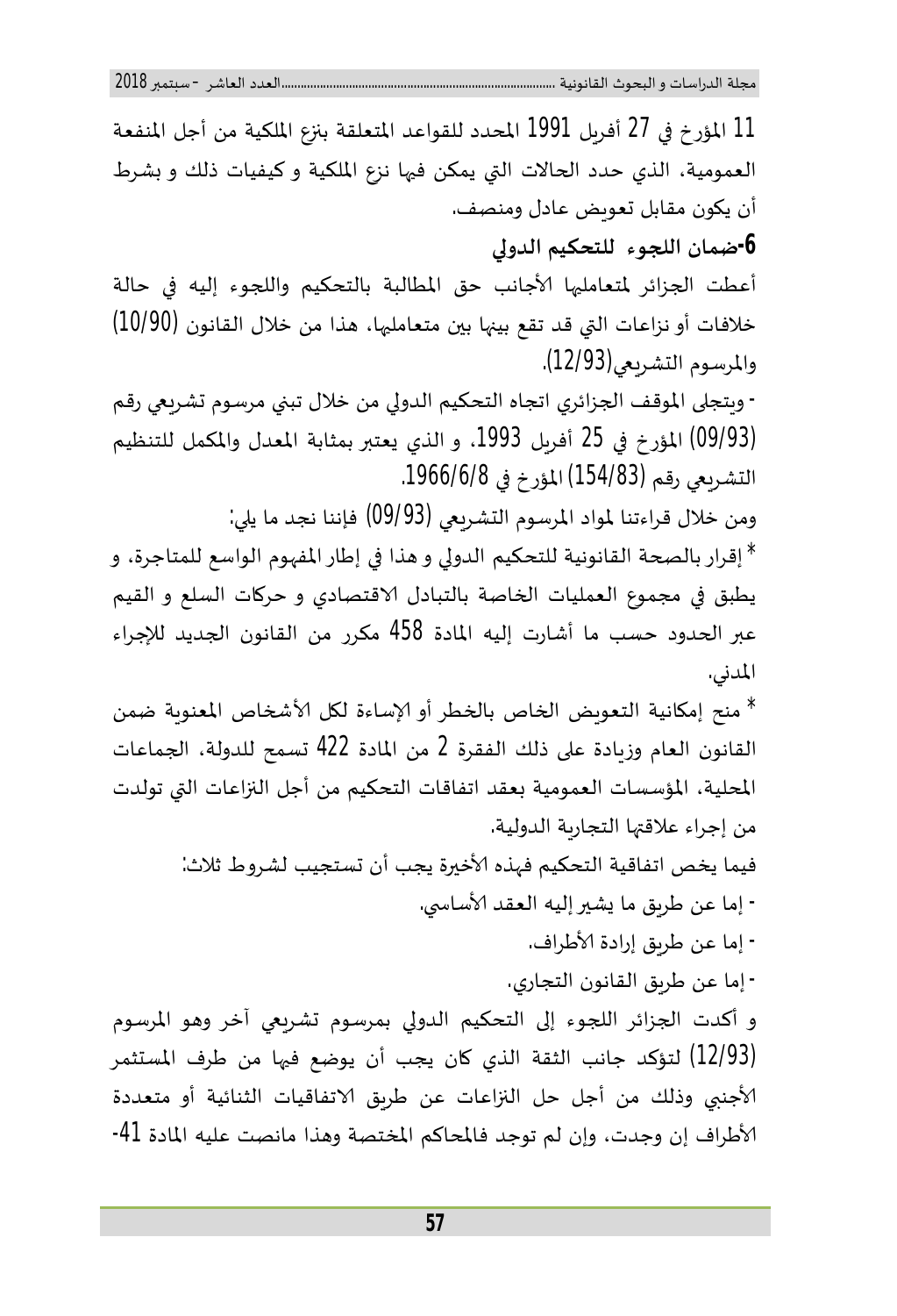11 المؤرخ في 27 أفريل 1991 المحدد للقواعد المتعلقة بنزع الملكية من أجل المنفعة العمومية، الذي حدد الحالات التي يمكن فيها نزع الملكية و كيفيات ذلك و بشرط أن يكون مقابل تعويض عادل ومنصف.

### 6-ضمان اللجوء للتحكيم الدولي

أعطت الجزائر لمتعامليها الأجانب حق المطالبة بالتحكيم واللجوء إليه في حالة خلافات أو نزاعات التي قد تقع بينها بين متعامليها، هذا من خلال القانون (10/90) والمرسوم التشريعي(12/93).

- ويتجلى الموقف الجزائري اتجاه التحكيم الدولي من خلال تبني مرسوم تشريعي رقم (09/93) المؤرخ في 25 أفريل 1993، و الذي يعتبر بمثابة المعدل والمكمل للتنظيم التشريعي رقم (154/83) المؤرخ في 1966/6/8.

ومن خلال قراءتنا لمواد المرسوم التشريعي (09/93) فإننا نجد ما يلي:

* إقرار بالصحة القانونية للتحكيم الدولي و هذا في إطار المفهوم الواسع للمتاجرة، و يطبق في مجموع العمليات الخاصة بالتبادل الاقتصادي و حركات السلع و القيم عبر الحدود حسب ما أشارت إليه المادة 458 مكرر من القانون الجديد للإجراء المدني.

* منح إمكانية التعويض الخاص بالخطر أو الإساءة لكل الأشخاص المعنوية ضمن القانون العام وزيادة على ذلك الفقرة 2 من المادة 422 تسمح للدولة، الجماعات المحلية، المؤسسات العمومية بعقد اتفاقات التحكيم من أجل النزاعات التي تولدت من إجراء علاقتها التجارية الدولية.

فيما يخص اتفاقية التحكيم فهذه الأخيرة يجب أن تستجيب لشروط ثلاث:

- إما عن طريق ما يشير إليه العقد الأساسي.
- إما عن طريق إرادة الأطراف.
- إما عن طريق القانون التجاري.

و أكدت الجزائر اللجوء إلى التحكيم الدولي بمرسوم تشريعي آخر وهو المرسوم (12/93) لتؤكد جانب الثقة الذي كان يجب أن يوضع فيها من طرف المستثمر الأجنبي وذلك من أجل حل النزاعات عن طريق الاتفاقيات الثنائية أو متعددة الأطراف إن وجدت، وإن لم توجد فالمحاكم المختصة وهذا مانصت عليه المادة 41-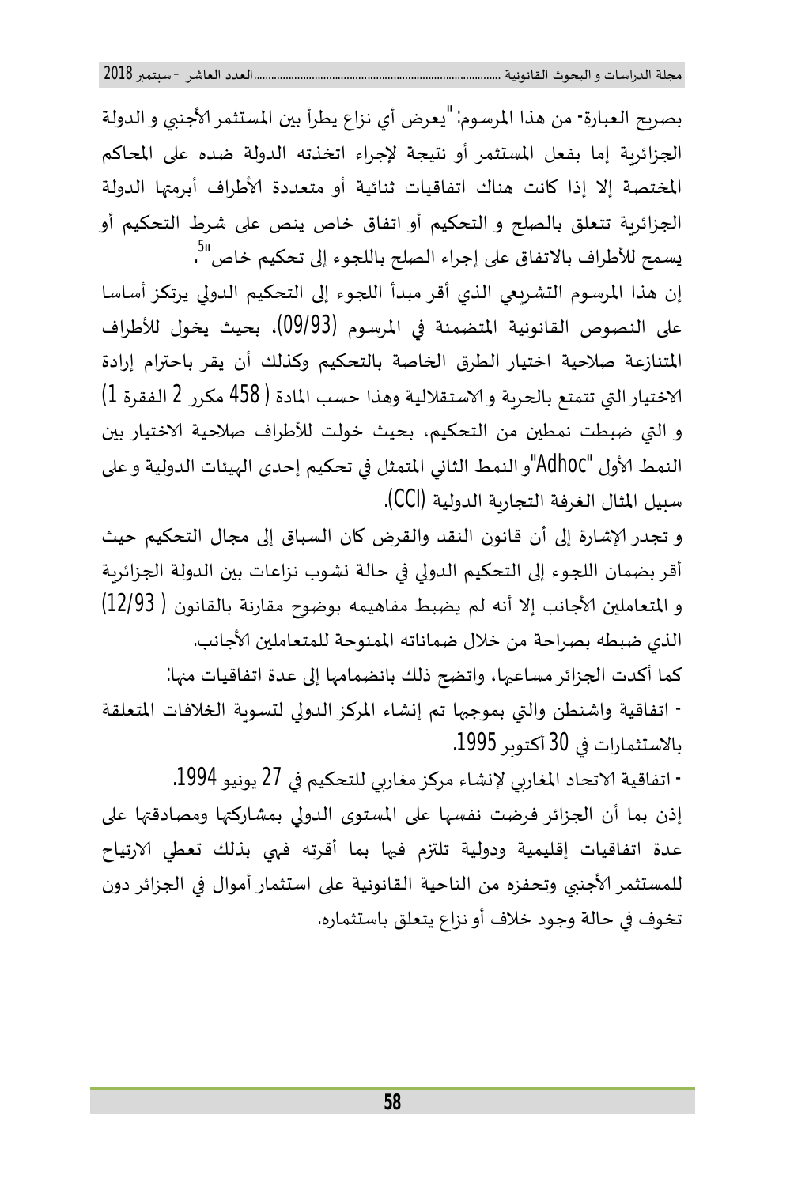بصريح العبارة- من هذا المرسوم: "يعرض أي نزاع يطرأ بين المستثمر الأجنبي و الدولة الجزائرية إما بفعل المستثمر أو نتيجة لإجراء اتخذته الدولة ضده على المحاكم المختصة إلا إذا كانت هناك اتفاقيات ثنائية أو متعددة الأطراف أبرمتها الدولة الجزائرية تتعلق بالصلح و التحكيم أو اتفاق خاص ينص على شرط التحكيم أو يسمح للأطراف بالاتفاق على إجراء الصلح باللجوء إلى تحكيم خاص"[5].

إن هذا المرسوم التشريعي الذي أقر مبدأ اللجوء إلى التحكيم الدولي يرتكز أساسا على النصوص القانونية المتضمنة في المرسوم (09/93)، بحيث يخول للأطراف المتنازعة صلاحية اختيار الطرق الخاصة بالتحكيم وكذلك أن يقر باحترام إرادة الاختيار التي تتمتع بالحرية و الاستقلالية وهذا حسب المادة ( 458 مكرر 2 الفقرة 1) و التي ضبطت نمطين من التحكيم، بحيث خولت للأطراف صلاحية الاختيار بين النمط الأول "Adhoc"و النمط الثاني المتمثل في تحكيم إحدى الهيئات الدولية و على سبيل المثال الغرفة التجارية الدولية (CCI).

و تجدر الإشارة إلى أن قانون النقد والقرض كان السباق إلى مجال التحكيم حيث أقر بضمان اللجوء إلى التحكيم الدولي في حالة نشوب نزاعات بين الدولة الجزائرية و المتعاملين الأجانب إلا أنه لم يضبط مفاهيمه بوضوح مقارنة بالقانون ( 12/93) الذي ضبطه بصراحة من خلال ضماناته الممنوحة للمتعاملين الأجانب.

كما أكدت الجزائر مساعيها، واتضح ذلك بانضمامها إلى عدة اتفاقيات منها:

- اتفاقية واشنطن والتي بموجبها تم إنشاء المركز الدولي لتسوية الخلافات المتعلقة بالاستثمارات في 30 أكتوبر 1995.
- اتفاقية الاتحاد المغاربي لإنشاء مركز مغاربي للتحكيم في 27 يونيو 1994.

إذن بما أن الجزائر فرضت نفسها على المستوى الدولي بمشاركتها ومصادقتها على عدة اتفاقيات إقليمية ودولية تلتزم فيها بما أقرته فهي بذلك تعطي الارتياح للمستثمر الأجنبي وتحفزه من الناحية القانونية على استثمار أموال في الجزائر دون تخوف في حالة وجود خلاف أو نزاع يتعلق باستثماره.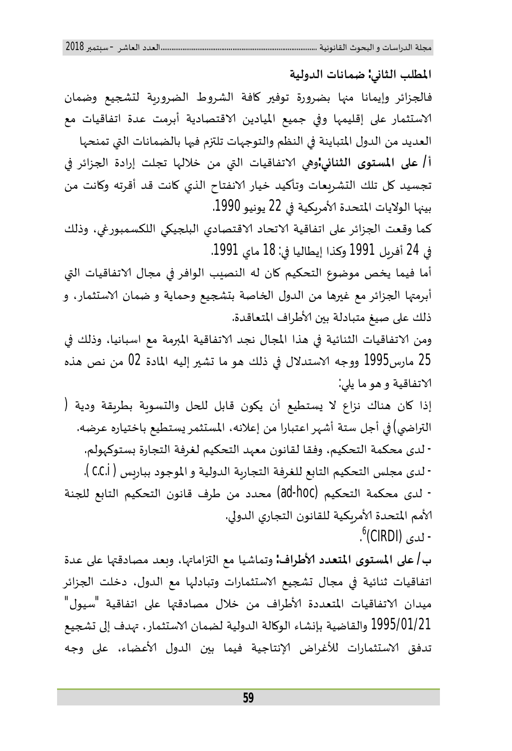## المطلب الثاني: ضمانات الدولية

فالجزائر وإيمانا منها بضرورة توفير كافة الشروط الضرورية لتشجيع وضمان الاستثمار على إقليمها وفي جميع الميادين الاقتصادية أبرمت عدة اتفاقيات مع العديد من الدول المتباينة في النظم والتوجهات تلتزم فيها بالضمانات التي تمنحها

**أ/ على المستوى الثنائي:** وهي الاتفاقيات التي من خلالها تجلت إرادة الجزائر في تجسيد كل تلك التشريعات وتأكيد خيار الانفتاح الذي كانت قد أقرته وكانت من بينها الولايات المتحدة الأمريكية في 22 يونيو 1990.

كما وقعت الجزائر على اتفاقية الاتحاد الاقتصادي البلجيكي اللكسمبورغي، وذلك في 24 أفريل 1991 وكذا إيطاليا في: 18 ماي 1991.

أما فيما يخص موضوع التحكيم كان له النصيب الوافر في مجال الاتفاقيات التي أبرمتها الجزائر مع غيرها من الدول الخاصة بتشجيع وحماية و ضمان الاستثمار، و ذلك على صيغ متبادلة بين الأطراف المتعاقدة.

ومن الاتفاقيات الثنائية في هذا المجال نجد الاتفاقية المبرمة مع اسبانيا، وذلك في 25 مارس1995 ووجه الاستدلال في ذلك هو ما تشير إليه المادة 02 من نص هذه الاتفاقية و هو ما يلي:

إذا كان هناك نزاع لا يستطيع أن يكون قابل للحل والتسوية بطريقة ودية ( التراضي) في أجل ستة أشهر اعتبارا من إعلانه، المستثمر يستطيع باختياره عرضه.

- لدى محكمة التحكيم، وفقا لقانون معهد التحكيم لغرفة التجارة بستوكهولم.
- لدى مجلس التحكيم التابع للغرفة التجارية الدولية و الموجود بباريس ( c.c.i ).
- لدى محكمة التحكيم (ad-hoc) محدد من طرف قانون التحكيم التابع للجنة الأمم المتحدة الأمريكية للقانون التجاري الدولي.
- لدى (CIRDI)[6].

**ب/ على المستوى المتعدد الأطراف:** وتماشيا مع التزاماتها، وبعد مصادقتها على عدة اتفاقيات ثنائية في مجال تشجيع الاستثمارات وتبادلها مع الدول، دخلت الجزائر ميدان الاتفاقيات المتعددة الأطراف من خلال مصادقتها على اتفاقية "سيول" 1995/01/21 والقاضية بإنشاء الوكالة الدولية لضمان الاستثمار، تهدف إلى تشجيع تدفق الاستثمارات للأغراض الإنتاجية فيما بين الدول الأعضاء، على وجه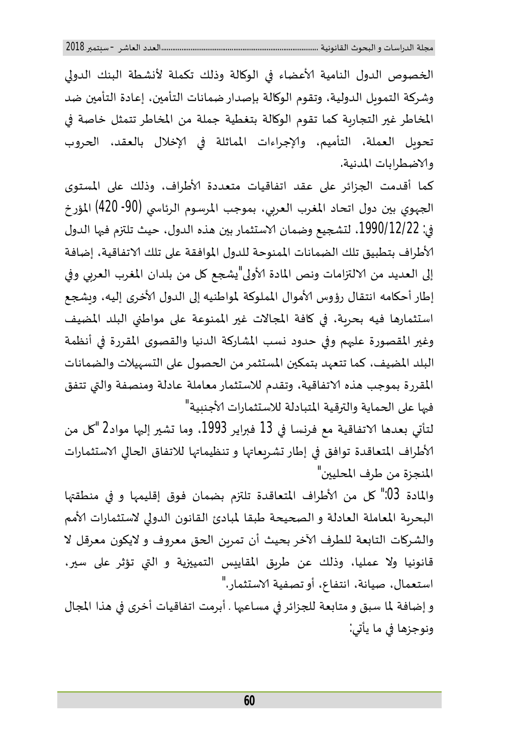الخصوص الدول النامية الأعضاء في الوكالة وذلك تكملة لأنشطة البنك الدولي وشركة التمويل الدولية، وتقوم الوكالة بإصدار ضمانات التأمين، إعادة التأمين ضد المخاطر غير التجارية كما تقوم الوكالة بتغطية جملة من المخاطر تتمثل خاصة في تحويل العملة، التأميم، والإجراءات المماثلة في الإخلال بالعقد، الحروب والاضطرابات المدنية.

كما أقدمت الجزائر على عقد اتفاقيات متعددة الأطراف، وذلك على المستوى الجهوي بين دول اتحاد المغرب العربي، بموجب المرسوم الرئاسي (90- 420) المؤرخ في: 1990/12/22، لتشجيع وضمان الاستثمار بين هذه الدول، حيث تلتزم فيها الدول الأطراف بتطبيق تلك الضمانات الممنوحة للدول الموافقة على تلك الاتفاقية، إضافة إلى العديد من الالتزامات ونص المادة الأولى"يشجع كل من بلدان المغرب العربي وفي إطار أحكامه انتقال رؤوس الأموال المملوكة لمواطنيه إلى الدول الأخرى إليه، ويشجع استثمارها فيه بحرية، في كافة المجالات غير الممنوعة على مواطني البلد المضيف وغير المقصورة عليهم وفي حدود نسب المشاركة الدنيا والقصوى المقررة في أنظمة البلد المضيف، كما تتعهد بتمكين المستثمر من الحصول على التسهيلات والضمانات المقررة بموجب هذه الاتفاقية، وتقدم للاستثمار معاملة عادلة ومنصفة والتي تتفق فيها على الحماية والترقية المتبادلة للاستثمارات الأجنبية"

لتأتي بعدها الاتفاقية مع فرنسا في 13 فبراير 1993، وما تشير إليها مواد2 "كل من الأطراف المتعاقدة توافق في إطار تشريعاتها و تنظيماتها للاتفاق الحالي الاستثمارات المنجزة من طرف المحليين"

والمادة 03:" كل من الأطراف المتعاقدة تلتزم بضمان فوق إقليمها و في منطقتها البحرية المعاملة العادلة و الصحيحة طبقا لمبادئ القانون الدولي لاستثمارات الأمم والشركات التابعة للطرف الآخر بحيث أن تمرين الحق معروف و لايكون معرقل لا قانونيا ولا عمليا، وذلك عن طريق المقاييس التمييزية و التي تؤثر على سير، استعمال، صيانة، انتفاع، أو تصفية الاستثمار."

و إضافة لما سبق و متابعة للجزائر في مساعيها . أبرمت اتفاقيات أخرى في هذا المجال ونوجزها في ما يأتي: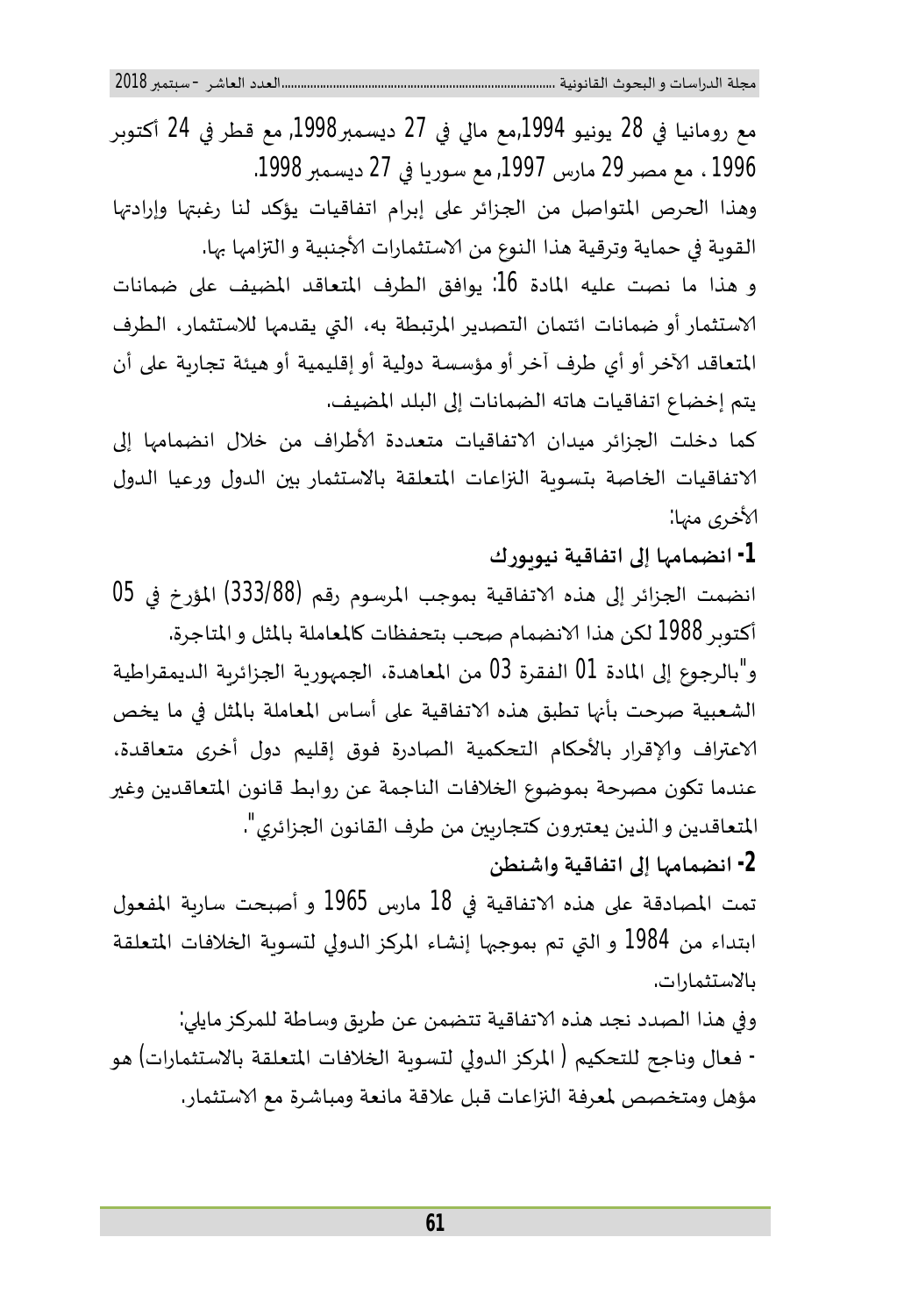مع رومانيا في 28 يونيو 1994,مع مالي في 27 ديسمبر1998, مع قطر في 24 أكتوبر 1996 ، مع مصر 29 مارس 1997, مع سوريا في 27 ديسمبر 1998.

وهذا الحرص المتواصل من الجزائر على إبرام اتفاقيات يؤكد لنا رغبتها وإرادتها القوية في حماية وترقية هذا النوع من الاستثمارات الأجنبية و التزامها بها.

و هذا ما نصت عليه المادة 16: يوافق الطرف المتعاقد المضيف على ضمانات الاستثمار أو ضمانات ائتمان التصدير المرتبطة به، التي يقدمها للاستثمار، الطرف المتعاقد الآخر أو أي طرف آخر أو مؤسسة دولية أو إقليمية أو هيئة تجارية على أن يتم إخضاع اتفاقيات هاته الضمانات إلى البلد المضيف.

كما دخلت الجزائر ميدان الاتفاقيات متعددة الأطراف من خلال انضمامها إلى الاتفاقيات الخاصة بتسوية النزاعات المتعلقة بالاستثمار بين الدول ورعيا الدول الأخرى منها:

**1- انضمامها إلى اتفاقية نيويورك**

انضمت الجزائر إلى هذه الاتفاقية بموجب المرسوم رقم (333/88) المؤرخ في 05 أكتوبر 1988 لكن هذا الانضمام صحب بتحفظات كالمعاملة بالمثل و المتاجرة.

و"بالرجوع إلى المادة 01 الفقرة 03 من المعاهدة، الجمهورية الجزائرية الديمقراطية الشعبية صرحت بأنها تطبق هذه الاتفاقية على أساس المعاملة بالمثل في ما يخص الاعتراف والإقرار بالأحكام التحكمية الصادرة فوق إقليم دول أخرى متعاقدة، عندما تكون مصرحة بموضوع الخلافات الناجمة عن روابط قانون المتعاقدين وغير المتعاقدين و الذين يعتبرون كتجاريين من طرف القانون الجزائري".

**2- انضمامها إلى اتفاقية واشنطن**

تمت المصادقة على هذه الاتفاقية في 18 مارس 1965 و أصبحت سارية المفعول ابتداء من 1984 و التي تم بموجبها إنشاء المركز الدولي لتسوية الخلافات المتعلقة بالاستثمارات.

وفي هذا الصدد نجد هذه الاتفاقية تتضمن عن طريق وساطة للمركز مايلي:

- فعال وناجح للتحكيم ( المركز الدولي لتسوية الخلافات المتعلقة بالاستثمارات) هو مؤهل ومتخصص لمعرفة النزاعات قبل علاقة مانعة ومباشرة مع الاستثمار.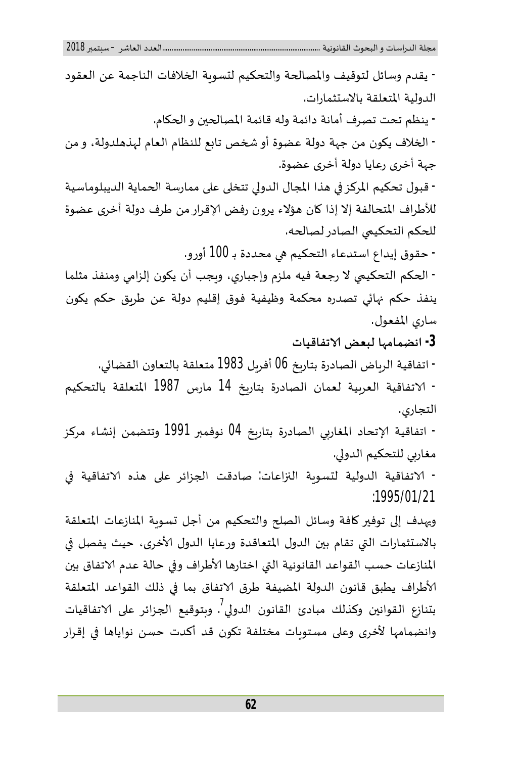- يقدم وسائل لتوقيف والمصالحة والتحكيم لتسوية الخلافات الناجمة عن العقود الدولية المتعلقة بالاستثمارات.

- ينظم تحت تصرف أمانة دائمة وله قائمة المصالحين و الحكام.

- الخلاف يكون من جهة دولة عضوة أو شخص تابع للنظام العام لهذهلدولة، و من جهة أخرى رعايا دولة أخرى عضوة.

- قبول تحكيم المركز في هذا المجال الدولي تتخلى على ممارسة الحماية الدبلوماسية للأطراف المتحالفة إلا إذا كان هؤلاء يرون رفض الإقرار من طرف دولة أخرى عضوة للحكم التحكيمي الصادر لصالحه.

- حقوق إيداع استدعاء التحكيم هي محددة بـ 100 أورو.

- الحكم التحكيمي لا رجعة فيه ملزم وإجباري، ويجب أن يكون إلزامي ومنفذ مثلما ينفذ حكم نهائي تصدره محكمة وظيفية فوق إقليم دولة عن طريق حكم يكون ساري المفعول.

**3- انضمامها لبعض الاتفاقيات**

- اتفاقية الرياض الصادرة بتاريخ 06 أفريل 1983 متعلقة بالتعاون القضائي.

- الاتفاقية العربية لعمان الصادرة بتاريخ 14 مارس 1987 المتعلقة بالتحكيم التجاري.

- اتفاقية الإتحاد المغاربي الصادرة بتاريخ 04 نوفمبر 1991 وتتضمن إنشاء مركز مغاربي للتحكيم الدولي.

- الاتفاقية الدولية لتسوية النزاعات: صادقت الجزائر على هذه الاتفاقية في 1995/01/21:

ويهدف إلى توفير كافة وسائل الصلح والتحكيم من أجل تسوية المنازعات المتعلقة بالاستثمارات التي تقام بين الدول المتعاقدة ورعايا الدول الأخرى، حيث يفصل في المنازعات حسب القواعد القانونية التي اختارها الأطراف وفي حالة عدم الاتفاق بين الأطراف يطبق قانون الدولة المضيفة طرق الاتفاق بما في ذلك القواعد المتعلقة بتنازع القوانين وكذلك مبادئ القانون الدولي[7]. وبتوقيع الجزائر على الاتفاقيات وانضمامها لأخرى وعلى مستويات مختلفة تكون قد أكدت حسن نواياها في إقرار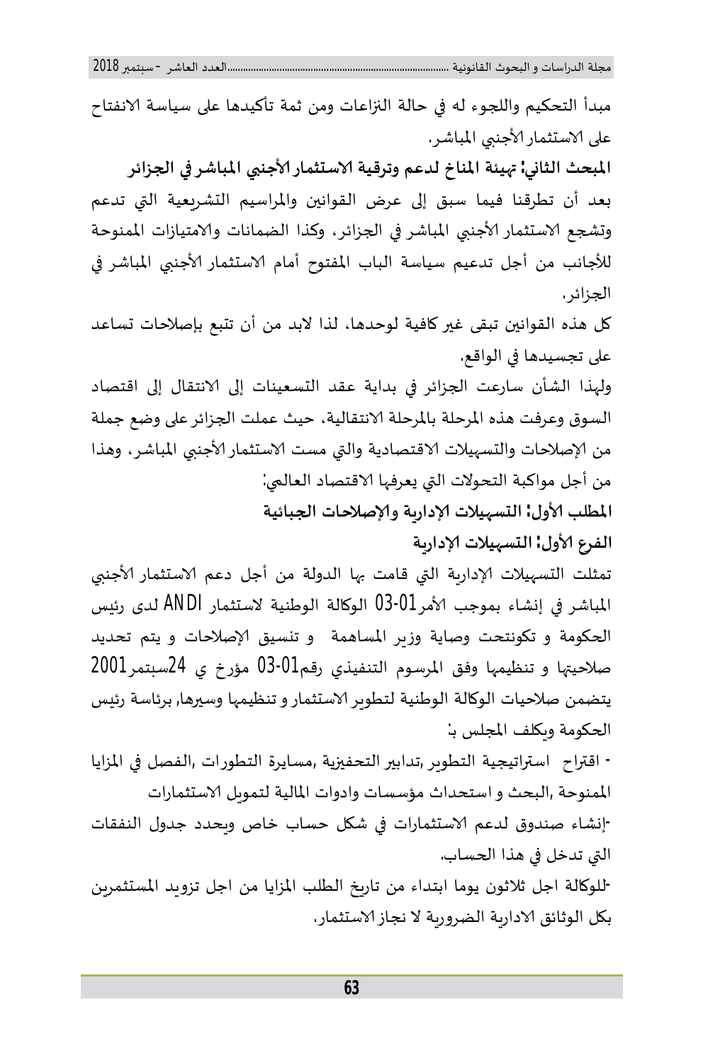مبدأ التحكيم واللجوء له في حالة النزاعات ومن ثمة تأكيدها على سياسة الانفتاح على الاستثمار الأجنبي المباشر.

## المبحث الثاني: تهيئة المناخ لدعم وترقية الاستثمار الأجنبي المباشر في الجزائر

بعد أن تطرقنا فيما سبق إلى عرض القوانين والمراسيم التشريعية التي تدعم وتشجع الاستثمار الأجنبي المباشر في الجزائر، وكذا الضمانات والامتيازات الممنوحة للأجانب من أجل تدعيم سياسة الباب المفتوح أمام الاستثمار الأجنبي المباشر في الجزائر.

كل هذه القوانين تبقى غير كافية لوحدها، لذا لابد من أن تتبع بإصلاحات تساعد على تجسيدها في الواقع.

ولهذا الشأن سارعت الجزائر في بداية عقد التسعينات إلى الانتقال إلى اقتصاد السوق وعرفت هذه المرحلة بالمرحلة الانتقالية، حيث عملت الجزائر على وضع جملة من الإصلاحات والتسهيلات الاقتصادية والتي مست الاستثمار الأجنبي المباشر، وهذا من أجل مواكبة التحولات التي يعرفها الاقتصاد العالمي:

### المطلب الأول: التسهيلات الإدارية والإصلاحات الجبائية

#### الفرع الأول: التسهيلات الإدارية

تمثلت التسهيلات الإدارية التي قامت بها الدولة من أجل دعم الاستثمار الأجنبي المباشر في إنشاء بموجب الأمر01-03 الوكالة الوطنية لاستثمار ANDI لدى رئيس الحكومة و تكونتحت وصاية وزير المساهمة و تنسيق الإصلاحات و يتم تحديد صلاحيتها و تنظيمها وفق المرسوم التنفيذي رقم01-03 مؤرخ ي 24سبتمر2001 يتضمن صلاحيات الوكالة الوطنية لتطوير الاستثمار و تنظيمها وسيرها, برئاسة رئيس الحكومة ويكلف المجلس بـ:

- اقتراح استراتيجية التطوير ,تدابير التحفيزية ,مسايرة التطورات ,الفصل في المزايا الممنوحة ,البحث و استحداث مؤسسات وادوات المالية لتمويل الاستثمارات
- إنشاء صندوق لدعم الاستثمارات في شكل حساب خاص ويحدد جدول النفقات التي تدخل في هذا الحساب.
- للوكالة اجل ثلاثون يوما ابتداء من تاريخ الطلب المزايا من اجل تزويد المستثمرين بكل الوثائق الادارية الضرورية لا نجاز الاستثمار.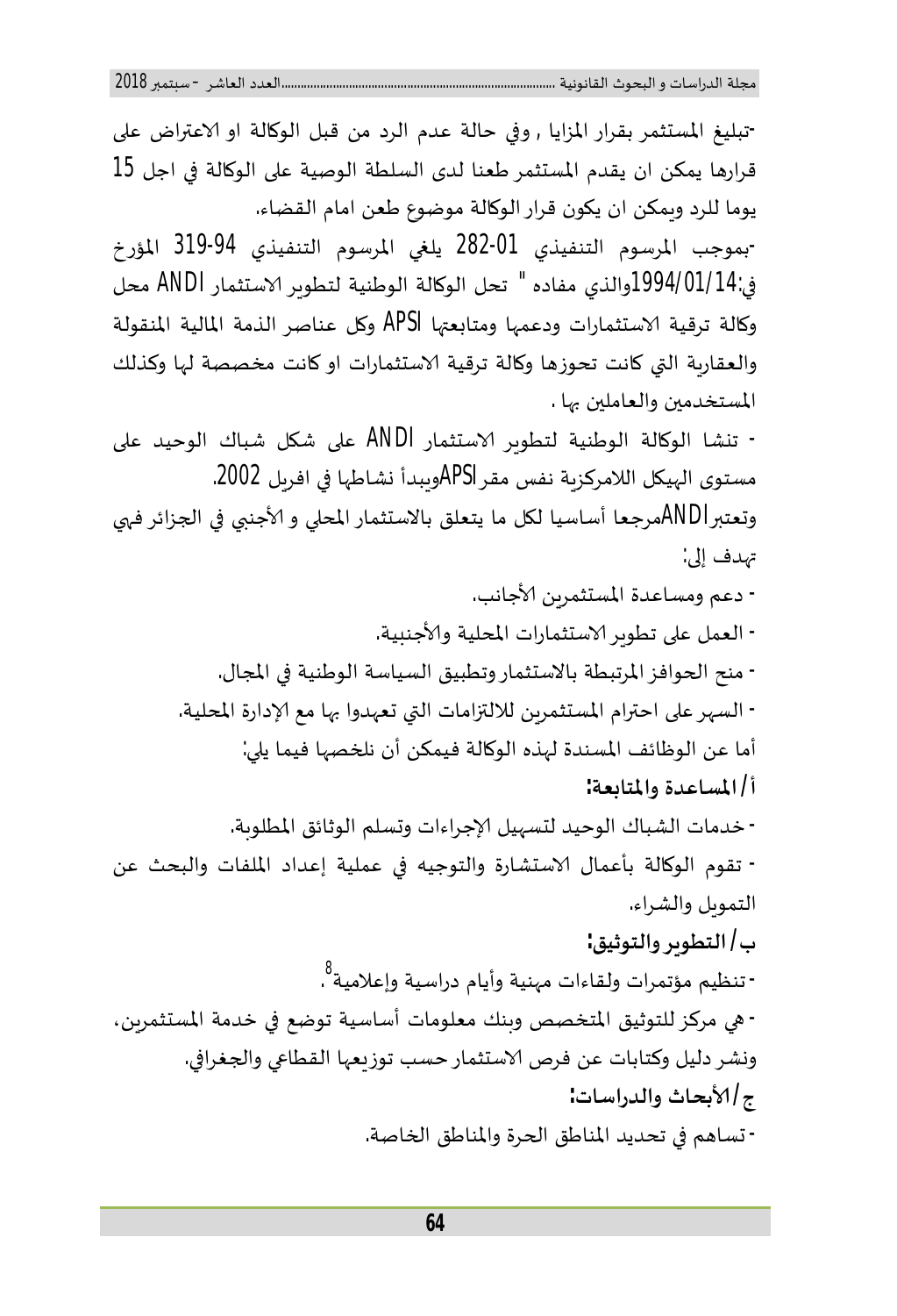-تبليغ المستثمر بقرار المزايا , وفي حالة عدم الرد من قبل الوكالة او الاعتراض على قرارها يمكن ان يقدم المستثمر طعنا لدى السلطة الوصية على الوكالة في اجل 15 يوما للرد ويمكن ان يكون قرار الوكالة موضوع طعن امام القضاء.

-بموجب المرسوم التنفيذي 01-282 يلغي المرسوم التنفيذي 94-319 المؤرخ في:1994/01/14والذي مفاده " تحل الوكالة الوطنية لتطوير الاستثمار ANDI محل وكالة ترقية الاستثمارات ودعمها ومتابعتها APSI وكل عناصر الذمة المالية المنقولة والعقارية التي كانت تحوزها وكالة ترقية الاستثمارات او كانت مخصصة لها وكذلك المستخدمين والعاملين بها .

- تنشا الوكالة الوطنية لتطوير الاستثمار ANDI على شكل شباك الوحيد على مستوى الهيكل اللامركزية نفس مقرAPSIويبدأ نشاطها في افريل 2002.

وتعتبرANDIمرجعا أساسيا لكل ما يتعلق بالاستثمار المحلي و الأجنبي في الجزائر فهي تهدف إلى:

- دعم ومساعدة المستثمرين الأجانب.
- العمل على تطوير الاستثمارات المحلية والأجنبية.
- منح الحوافز المرتبطة بالاستثمار وتطبيق السياسة الوطنية في المجال.
- السهر على احترام المستثمرين للالتزامات التي تعهدوا بها مع الإدارة المحلية.

أما عن الوظائف المسندة لهذه الوكالة فيمكن أن نلخصها فيما يلي:

**أ/ المساعدة والمتابعة:**

- خدمات الشباك الوحيد لتسهيل الإجراءات وتسلم الوثائق المطلوبة.
- تقوم الوكالة بأعمال الاستشارة والتوجيه في عملية إعداد الملفات والبحث عن التمويل والشراء.

**ب/ التطوير والتوثيق:**

- تنظيم مؤتمرات ولقاءات مهنية وأيام دراسية وإعلامية[8].
- هي مركز للتوثيق المتخصص وبنك معلومات أساسية توضع في خدمة المستثمرين، ونشر دليل وكتابات عن فرص الاستثمار حسب توزيعها القطاعي والجغرافي.

**ج/الأبحاث والدراسات:**

- تساهم في تحديد المناطق الحرة والمناطق الخاصة.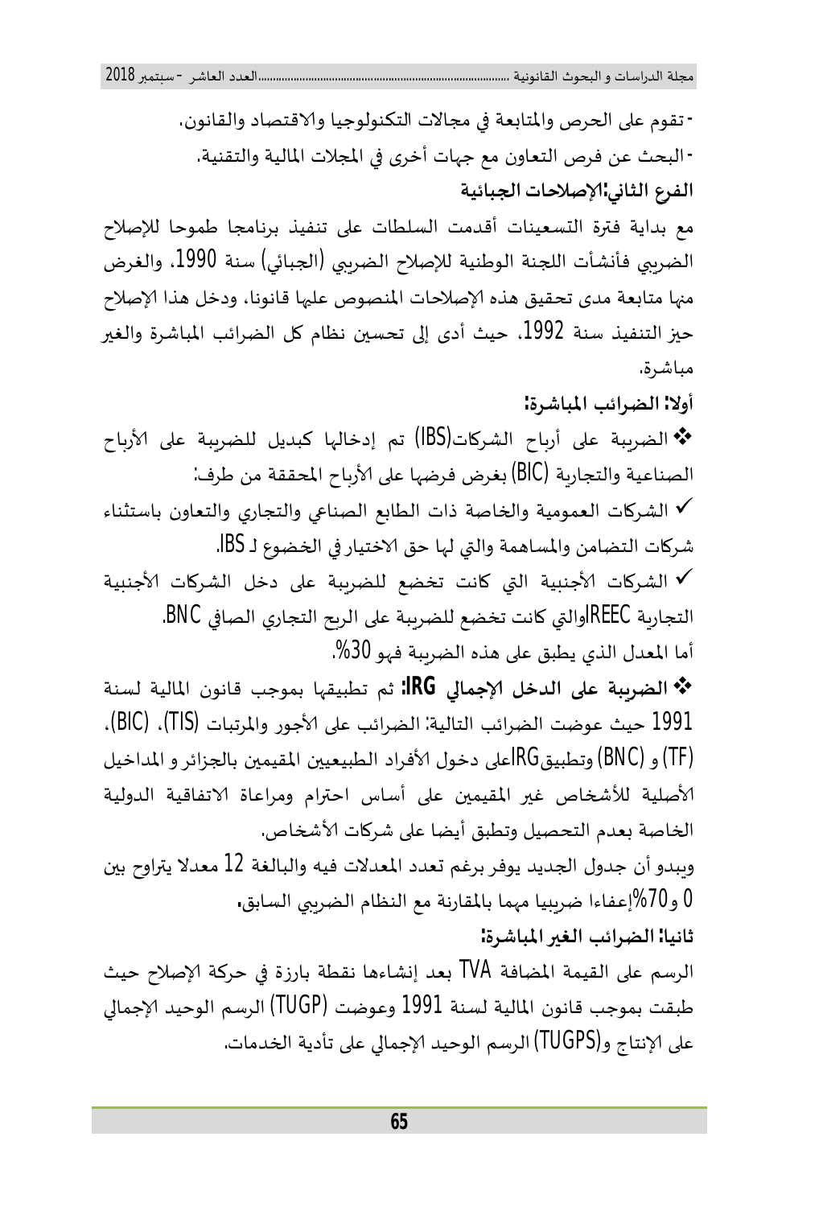- تقوم على الحرص والمتابعة في مجالات التكنولوجيا والاقتصاد والقانون.

- البحث عن فرص التعاون مع جهات أخرى في المجلات المالية والتقنية.

**الفرع الثاني:الإصلاحات الجبائية**

مع بداية فترة التسعينات أقدمت السلطات على تنفيذ برنامجا طموحا للإصلاح الضريبي فأنشأت اللجنة الوطنية للإصلاح الضريبي (الجبائي) سنة 1990، والغرض منها متابعة مدى تحقيق هذه الإصلاحات المنصوص عليها قانونا، ودخل هذا الإصلاح حيز التنفيذ سنة 1992، حيث أدى إلى تحسين نظام كل الضرائب المباشرة والغير مباشرة.

**أولا: الضرائب المباشرة:**

❖ الضريبة على أرباح الشركات(IBS) تم إدخالها كبديل للضريبة على الأرباح الصناعية والتجارية (BIC) بغرض فرضها على الأرباح المحققة من طرف:

✓ الشركات العمومية والخاصة ذات الطابع الصناعي والتجاري والتعاون باستثناء شركات التضامن والمساهمة والتي لها حق الاختيار في الخضوع لـ IBS.

✓ الشركات الأجنبية التي كانت تخضع للضريبة على دخل الشركات الأجنبية التجارية IREECوالتي كانت تخضع للضريبة على الربح التجاري الصافي BNC.

أما المعدل الذي يطبق على هذه الضريبة فهو 30%.

❖ **الضريبة على الدخل الإجمالي IRG:** ثم تطبيقها بموجب قانون المالية لسنة 1991 حيث عوضت الضرائب التالية: الضرائب على الأجور والمرتبات (TIS)، (BIC)، (TF) و (BNC) وتطبيقIRGعلى دخول الأفراد الطبيعيين المقيمين بالجزائر و المداخيل الأصلية للأشخاص غير المقيمين على أساس احترام ومراعاة الاتفاقية الدولية الخاصة بعدم التحصيل وتطبق أيضا على شركات الأشخاص.

ويبدو أن جدول الجديد يوفر برغم تعدد المعدلات فيه والبالغة 12 معدلا يتراوح بين 0 و70%إعفاءا ضريبيا مهما بالمقارنة مع النظام الضريبي السابق.

**ثانيا: الضرائب الغير المباشرة:**

الرسم على القيمة المضافة TVA بعد إنشاءها نقطة بارزة في حركة الإصلاح حيث طبقت بموجب قانون المالية لسنة 1991 وعوضت (TUGP) الرسم الوحيد الإجمالي على الإنتاج و(TUGPS) الرسم الوحيد الإجمالي على تأدية الخدمات.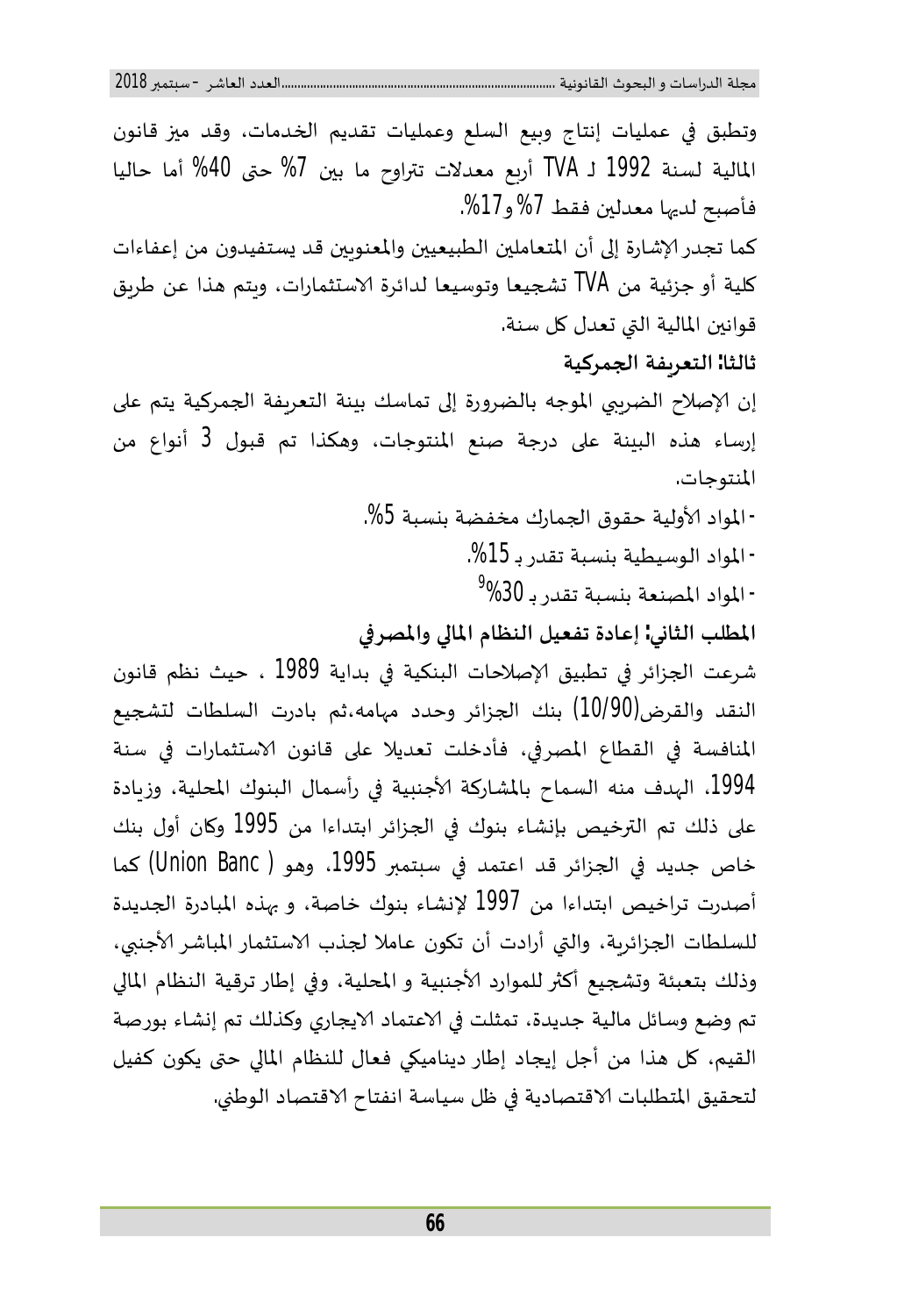وتطبق في عمليات إنتاج وبيع السلع وعمليات تقديم الخدمات، وقد ميز قانون المالية لسنة 1992 لـ TVA أربع معدلات تتراوح ما بين 7% حتى 40% أما حاليا فأصبح لديها معدلين فقط 7% و17%.

كما تجدر الإشارة إلى أن المتعاملين الطبيعيين والمعنويين قد يستفيدون من إعفاءات كلية أو جزئية من TVA تشجيعا وتوسيعا لدائرة الاستثمارات، ويتم هذا عن طريق قوانين المالية التي تعدل كل سنة.

**ثالثا: التعريفة الجمركية**

إن الإصلاح الضريبي الموجه بالضرورة إلى تماسك بينة التعريفة الجمركية يتم على إرساء هذه البينة على درجة صنع المنتوجات، وهكذا تم قبول 3 أنواع من المنتوجات.

- المواد الأولية حقوق الجمارك مخفضة بنسبة 5%.
- المواد الوسيطية بنسبة تقدر بـ 15%.
- المواد المصنعة بنسبة تقدر بـ 30%[9]

**المطلب الثاني: إعادة تفعيل النظام المالي والمصرفي**

شرعت الجزائر في تطبيق الإصلاحات البنكية في بداية 1989 ، حيث نظم قانون النقد والقرض(10/90) بنك الجزائر وحدد مهامه،ثم بادرت السلطات لتشجيع المنافسة في القطاع المصرفي، فأدخلت تعديلا على قانون الاستثمارات في سنة 1994، الهدف منه السماح بالمشاركة الأجنبية في رأسمال البنوك المحلية، وزيادة على ذلك تم الترخيص بإنشاء بنوك في الجزائر ابتداءا من 1995 وكان أول بنك خاص جديد في الجزائر قد اعتمد في سبتمبر 1995، وهو ( Union Banc) كما أصدرت تراخيص ابتداءا من 1997 لإنشاء بنوك خاصة، و بهذه المبادرة الجديدة للسلطات الجزائرية، والتي أرادت أن تكون عاملا لجذب الاستثمار المباشر الأجنبي، وذلك بتعبئة وتشجيع أكثر للموارد الأجنبية و المحلية، وفي إطار ترقية النظام المالي تم وضع وسائل مالية جديدة، تمثلت في الاعتماد الايجاري وكذلك تم إنشاء بورصة القيم، كل هذا من أجل إيجاد إطار ديناميكي فعال للنظام المالي حتى يكون كفيل لتحقيق المتطلبات الاقتصادية في ظل سياسة انفتاح الاقتصاد الوطني.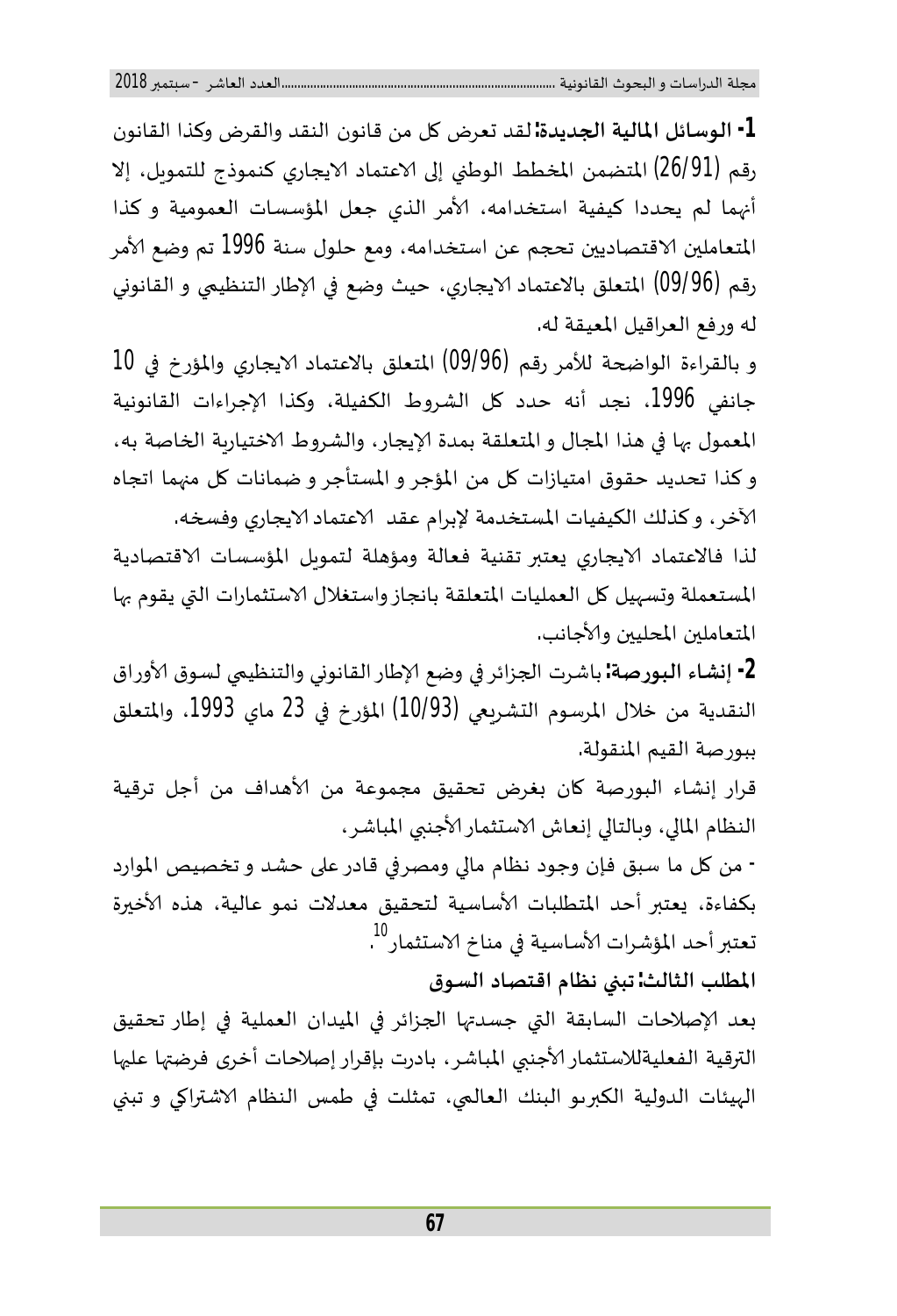**1- الوسائل المالية الجديدة:** لقد تعرض كل من قانون النقد والقرض وكذا القانون رقم (26/91) المتضمن المخطط الوطني إلى الاعتماد الايجاري كنموذج للتمويل، إلا أنهما لم يحددا كيفية استخدامه، الأمر الذي جعل المؤسسات العمومية و كذا المتعاملين الاقتصاديين تحجم عن استخدامه، ومع حلول سنة 1996 تم وضع الأمر رقم (09/96) المتعلق بالاعتماد الايجاري، حيث وضع في الإطار التنظيمي و القانوني له ورفع العراقيل المعيقة له.

و بالقراءة الواضحة للأمر رقم (09/96) المتعلق بالاعتماد الايجاري والمؤرخ في 10 جانفي 1996، نجد أنه حدد كل الشروط الكفيلة، وكذا الإجراءات القانونية المعمول بها في هذا المجال و المتعلقة بمدة الإيجار، والشروط الاختيارية الخاصة به، و كذا تحديد حقوق امتيازات كل من المؤجر و المستأجر و ضمانات كل منهما اتجاه الآخر، وكذلك الكيفيات المستخدمة لإبرام عقد الاعتماد الايجاري وفسخه.

لذا فالاعتماد الايجاري يعتبر تقنية فعالة ومؤهلة لتمويل المؤسسات الاقتصادية المستعملة وتسهيل كل العمليات المتعلقة بانجاز واستغلال الاستثمارات التي يقوم بها المتعاملين المحليين والأجانب.

**2- إنشاء البورصة:** باشرت الجزائر في وضع الإطار القانوني والتنظيمي لسوق الأوراق النقدية من خلال المرسوم التشريعي (10/93) المؤرخ في 23 ماي 1993، والمتعلق ببورصة القيم المنقولة.

قرار إنشاء البورصة كان بغرض تحقيق مجموعة من الأهداف من أجل ترقية النظام المالي، وبالتالي إنعاش الاستثمار الأجنبي المباشر،

- من كل ما سبق فإن وجود نظام مالي ومصرفي قادر على حشد و تخصيص الموارد بكفاءة، يعتبر أحد المتطلبات الأساسية لتحقيق معدلات نمو عالية، هذه الأخيرة تعتبر أحد المؤشرات الأساسية في مناخ الاستثمار[10].

### المطلب الثالث: تبني نظام اقتصاد السوق

بعد الإصلاحات السابقة التي جسدتها الجزائر في الميدان العملية في إطار تحقيق الترقية الفعليةللاستثمار الأجنبي المباشر، بادرت بإقرار إصلاحات أخرى فرضتها عليها الهيئات الدولية الكبرىو البنك العالمي، تمثلت في طمس النظام الاشتراكي و تبني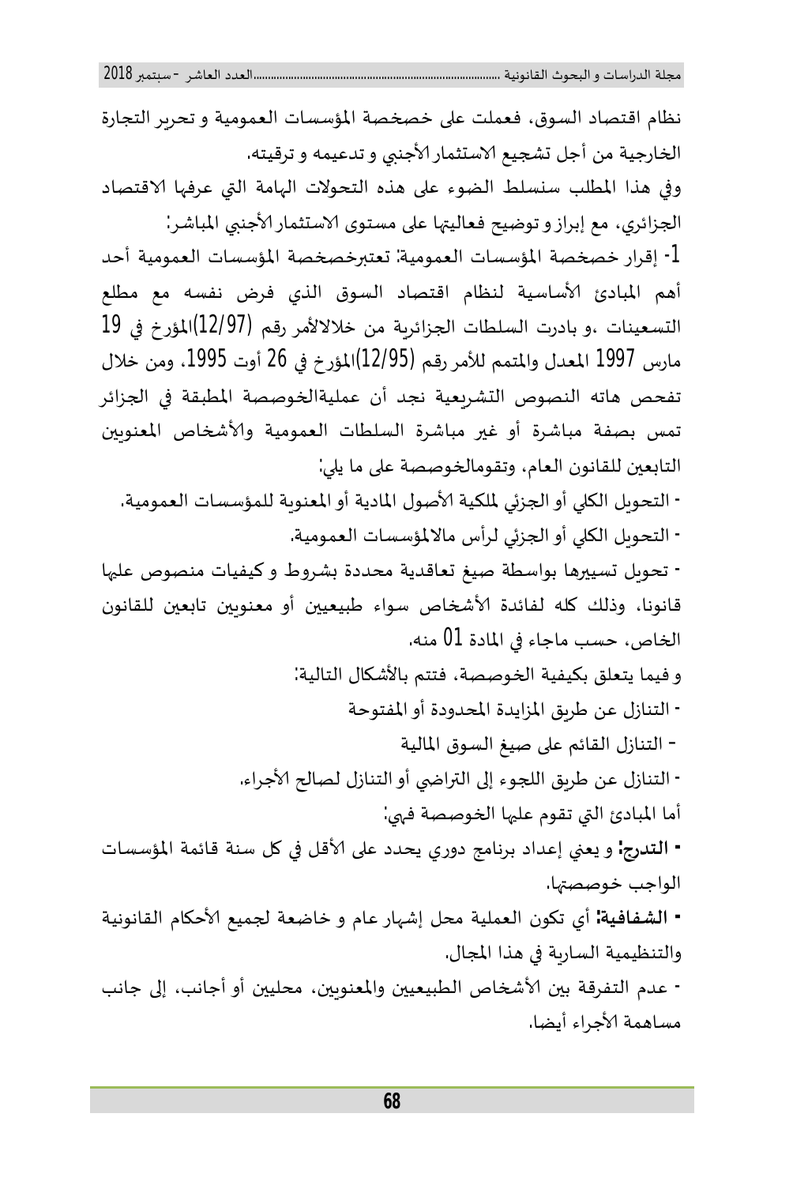نظام اقتصاد السوق، فعملت على خصخصة المؤسسات العمومية و تحرير التجارة الخارجية من أجل تشجيع الاستثمار الأجنبي و تدعيمه و ترقيته.

وفي هذا المطلب سنسلط الضوء على هذه التحولات الهامة التي عرفها الاقتصاد الجزائري، مع إبراز و توضيح فعاليتها على مستوى الاستثمار الأجنبي المباشر:

1- إقرار خصخصة المؤسسات العمومية: تعتبرخصخصة المؤسسات العمومية أحد أهم المبادئ الأساسية لنظام اقتصاد السوق الذي فرض نفسه مع مطلع التسعينات ،و بادرت السلطات الجزائرية من خلالالأمر رقم (12/97)المؤرخ في 19 مارس 1997 المعدل والمتمم للأمر رقم (12/95)المؤرخ في 26 أوت 1995، ومن خلال تفحص هاته النصوص التشريعية نجد أن عمليةالخوصصة المطبقة في الجزائر تمس بصفة مباشرة أو غير مباشرة السلطات العمومية والأشخاص المعنويين التابعين للقانون العام، وتقومالخوصصة على ما يلي:

- التحويل الكلي أو الجزئي لملكية الأصول المادية أو المعنوية للمؤسسات العمومية.
- التحويل الكلي أو الجزئي لرأس مالالمؤسسات العمومية.
- تحويل تسييرها بواسطة صيغ تعاقدية محددة بشروط و كيفيات منصوص عليها قانونا، وذلك كله لفائدة الأشخاص سواء طبيعيين أو معنويين تابعين للقانون الخاص، حسب ماجاء في المادة 01 منه.

و فيما يتعلق بكيفية الخوصصة، فتتم بالأشكال التالية:

- التنازل عن طريق المزايدة المحدودة أو المفتوحة
- التنازل القائم على صيغ السوق المالية
- التنازل عن طريق اللجوء إلى التراضي أو التنازل لصالح الأجراء.

أما المبادئ التي تقوم عليها الخوصصة فهي:

- **التدرج:** و يعني إعداد برنامج دوري يحدد على الأقل في كل سنة قائمة المؤسسات الواجب خوصصتها.
- **الشفافية:** أي تكون العملية محل إشهار عام و خاضعة لجميع الأحكام القانونية والتنظيمية السارية في هذا المجال.
- عدم التفرقة بين الأشخاص الطبيعيين والمعنويين، محليين أو أجانب، إلى جانب مساهمة الأجراء أيضا.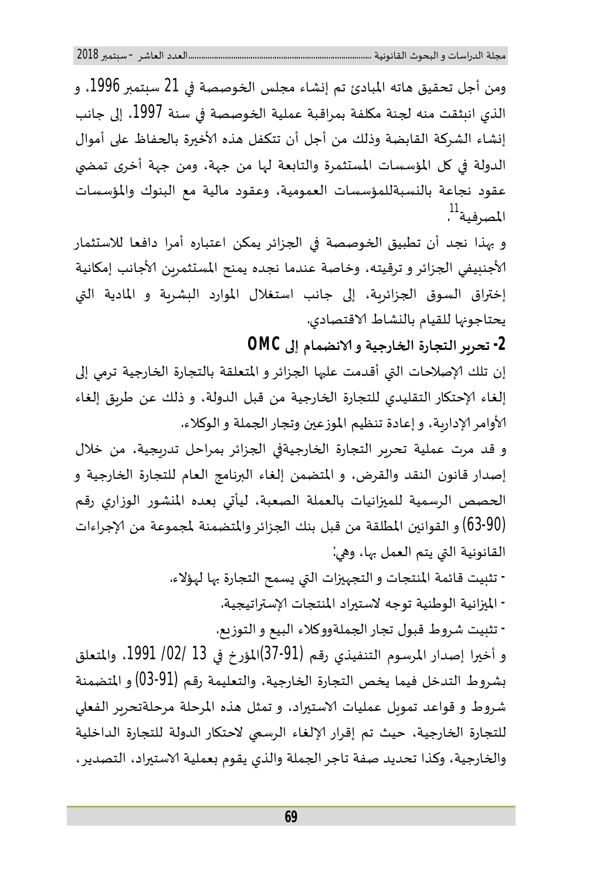ومن أجل تحقيق هاته المبادئ تم إنشاء مجلس الخوصصة في 21 سبتمبر 1996، و الذي انبثقت منه لجنة مكلفة بمراقبة عملية الخوصصة في سنة 1997، إلى جانب إنشاء الشركة القابضة وذلك من أجل أن تتكفل هذه الأخيرة بالحفاظ على أموال الدولة في كل المؤسسات المستثمرة والتابعة لها من جهة، ومن جهة أخرى تمضي عقود نجاعة بالنسبةللمؤسسات العمومية، وعقود مالية مع البنوك والمؤسسات المصرفية[11].

و بهذا نجد أن تطبيق الخوصصة في الجزائر يمكن اعتباره أمرا دافعا للاستثمار الأجنبيفي الجزائر و ترقيته، وخاصة عندما نجده يمنح المستثمرين الأجانب إمكانية إختراق السوق الجزائرية، إلى جانب استغلال الموارد البشرية و المادية التي يحتاجونها للقيام بالنشاط الاقتصادي.

## 2- تحرير التجارة الخارجية و الانضمام إلى OMC

إن تلك الإصلاحات التي أقدمت عليها الجزائر و المتعلقة بالتجارة الخارجية ترمي إلى إلغاء الإحتكار التقليدي للتجارة الخارجية من قبل الدولة، و ذلك عن طريق إلغاء الأوامر الإدارية، و إعادة تنظيم الموزعين وتجار الجملة و الوكلاء.

و قد مرت عملية تحرير التجارة الخارجيةفي الجزائر بمراحل تدريجية، من خلال إصدار قانون النقد والقرض، و المتضمن إلغاء البرنامج العام للتجارة الخارجية و الحصص الرسمية للميزانيات بالعملة الصعبة، ليأتي بعده المنشور الوزاري رقم (90-63) و القوانين المطلقة من قبل بنك الجزائر والمتضمنة لمجموعة من الإجراءات القانونية التي يتم العمل بها، وهي:

- تثبيت قائمة المنتجات و التجهيزات التي يسمح التجارة بها لهؤلاء.
- الميزانية الوطنية توجه لاستيراد المنتجات الإستراتيجية.
- تثبيت شروط قبول تجار الجملةووكلاء البيع و التوزيع.

و أخيرا إصدار المرسوم التنفيذي رقم (91-37)المؤرخ في 13 /02/ 1991، والمتعلق بشروط التدخل فيما يخص التجارة الخارجية، والتعليمة رقم (91-03) و المتضمنة شروط و قواعد تمويل عمليات الاستيراد، و تمثل هذه المرحلة مرحلةتحرير الفعلي للتجارة الخارجية، حيث تم إقرار الإلغاء الرسمي لاحتكار الدولة للتجارة الداخلية والخارجية، وكذا تحديد صفة تاجر الجملة والذي يقوم بعملية الاستيراد، التصدير،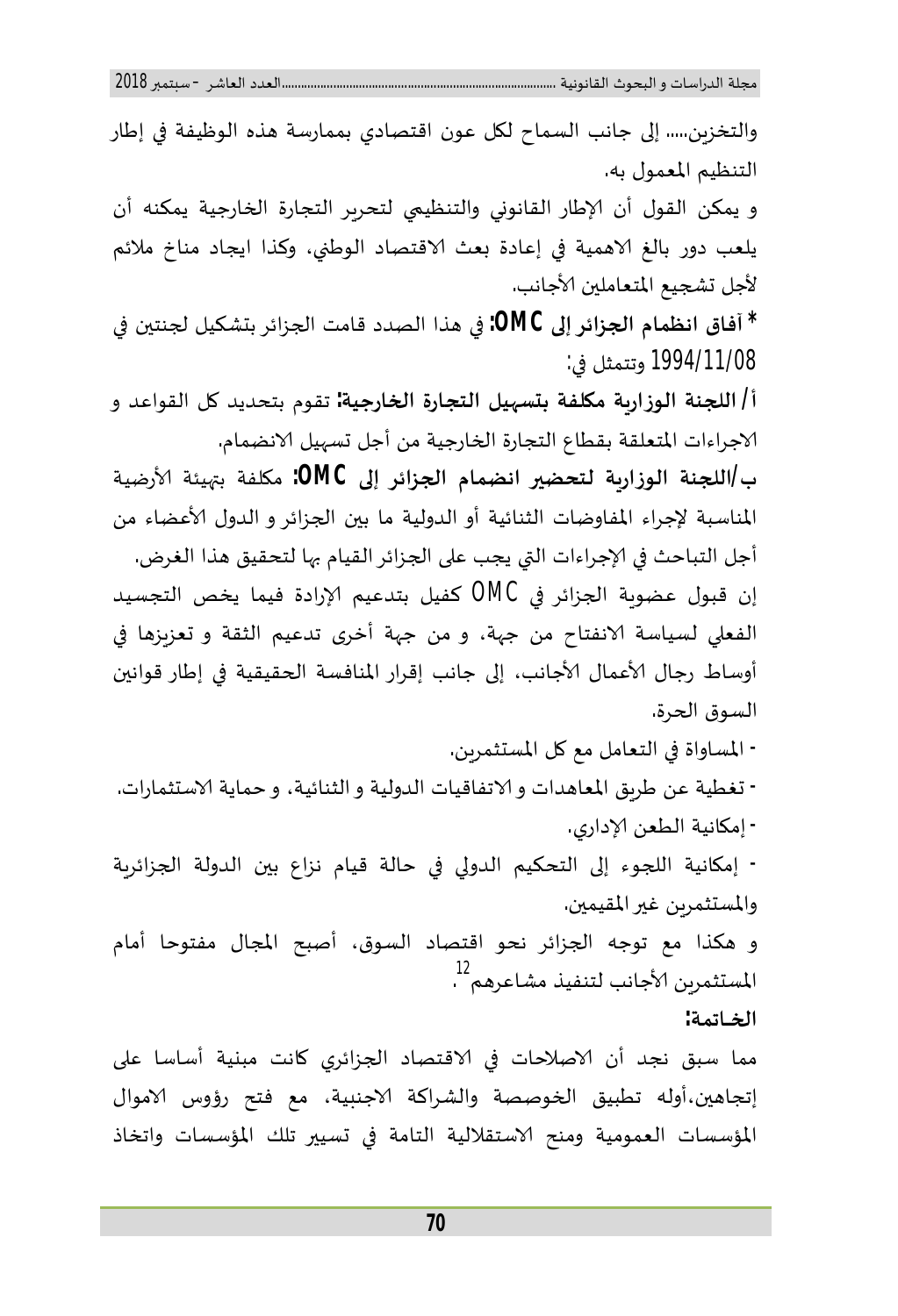والتخزين..... إلى جانب السماح لكل عون اقتصادي بممارسة هذه الوظيفة في إطار التنظيم المعمول به.

و يمكن القول أن الإطار القانوني والتنظيمي لتحرير التجارة الخارجية يمكنه أن يلعب دور بالغ الاهمية في إعادة بعث الاقتصاد الوطني، وكذا ايجاد مناخ ملائم لأجل تشجيع المتعاملين الأجانب.

**\* آفاق انظمام الجزائر إلى OMC:** في هذا الصدد قامت الجزائر بتشكيل لجنتين في 1994/11/08 وتتمثل في:

**أ/ اللجنة الوزارية مكلفة بتسهيل التجارة الخارجية:** تقوم بتحديد كل القواعد و الاجراءات المتعلقة بقطاع التجارة الخارجية من أجل تسهيل الانضمام.

**ب/اللجنة الوزارية لتحضير انضمام الجزائر إلى OMC:** مكلفة بتهيئة الأرضية المناسبة لإجراء المفاوضات الثنائية أو الدولية ما بين الجزائر و الدول الأعضاء من أجل التباحث في الإجراءات التي يجب على الجزائر القيام بها لتحقيق هذا الغرض.

إن قبول عضوية الجزائر في OMC كفيل بتدعيم الإرادة فيما يخص التجسيد الفعلي لسياسة الانفتاح من جهة، و من جهة أخرى تدعيم الثقة و تعزيزها في أوساط رجال الأعمال الأجانب، إلى جانب إقرار المنافسة الحقيقية في إطار قوانين السوق الحرة.

- المساواة في التعامل مع كل المستثمرين.
- تغطية عن طريق المعاهدات و الاتفاقيات الدولية و الثنائية، و حماية الاستثمارات.
- إمكانية الطعن الإداري.
- إمكانية اللجوء إلى التحكيم الدولي في حالة قيام نزاع بين الدولة الجزائرية والمستثمرين غير المقيمين.

و هكذا مع توجه الجزائر نحو اقتصاد السوق، أصبح المجال مفتوحا أمام المستثمرين الأجانب لتنفيذ مشاعرهم[12].

**الخاتمة:**

مما سبق نجد أن الاصلاحات في الاقتصاد الجزائري كانت مبنية أساسا على إتجاهين،أوله تطبيق الخوصصة والشراكة الاجنبية، مع فتح رؤوس الاموال المؤسسات العمومية ومنح الاستقلالية التامة في تسيير تلك المؤسسات واتخاذ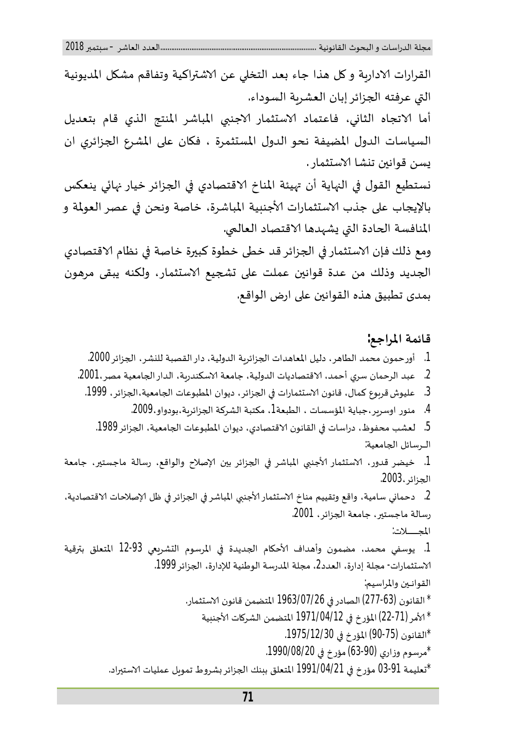القرارات الادارية و كل هذا جاء بعد التخلي عن الاشتراكية وتفاقم مشكل المديونية التي عرفته الجزائر إبان العشرية السوداء.

أما الاتجاه الثاني، فاعتماد الاستثمار الاجنبي المباشر المنتج الذي قام بتعديل السياسات الدول المضيفة نحو الدول المستثمرة ، فكان على المشرع الجزائري ان يسن قوانين تنشا الاستثمار.

نستطيع القول في النهاية أن تهيئة المناخ الاقتصادي في الجزائر خيار نهائي ينعكس بالإيجاب على جذب الاستثمارات الأجنبية المباشرة، خاصة ونحن في عصر العولمة و المنافسة الحادة التي يشهدها الاقتصاد العالمي.

ومع ذلك فإن الاستثمار في الجزائر قد خطى خطوة كبيرة خاصة في نظام الاقتصادي الجديد وذلك من عدة قوانين عملت على تشجيع الاستثمار، ولكنه يبقى مرهون بمدى تطبيق هذه القوانين على ارض الواقع.

## قائمة المراجع:

1. أورحمون محمد الطاهر، دليل المعاهدات الجزائرية الدولية، دار القصبة للنشر، الجزائر 2000.
2. عبد الرحمان سري أحمد، الاقتصاديات الدولية، جامعة الاسكندرية، الدار الجامعية مصر ،2001.
3. عليوش قربوع كمال، قانون الاستثمارات في الجزائر، ديوان المطبوعات الجامعية،الجزائر، 1999.
4. منور اوسرير،جباية المؤسسات ، الطبعة1، مكتبة الشركة الجزائرية،بودواو،2009.
5. لعشب محفوظ، دراسات في القانون الاقتصادي، ديوان المطبوعات الجامعية، الجزائر 1989.

الـرسائل الجامعية:

1. خيضر قدور، الاستثمار الأجنبي المباشر في الجزائر بين الإصلاح والواقع، رسالة ماجستير، جامعة الجزائر.2003.
2. دحماني سامية، واقع وتقييم مناخ الاستثمار الأجنبي المباشر في الجزائر في ظل الإصلاحات الاقتصادية، رسالة ماجستير، جامعة الجزائر، 2001.

المجـــلات:

1. يوسفي محمد، مضمون وأهداف الأحكام الجديدة في المرسوم التشريعي 93-12 المتعلق بترقية الاستثمارات- مجلة إدارة، العدد2، مجلة المدرسة الوطنية للإدارة، الجزائر 1999.

القوانـين والمراسيم:

* القانون (63-277) الصادر في 1963/07/26 المتضمن قانون الاستثمار.
* الأمر (71-22) المؤرخ في 1971/04/12 المتضمن الشركات الأجنبية
* القانون (75-90) المؤرخ في 1975/12/30.
* مرسوم وزاري (90-63) مؤرخ في 1990/08/20.
* تعليمة 91-03 مؤرخ في 1991/04/21 المتعلق ببنك الجزائر بشروط تمويل عمليات الاستيراد.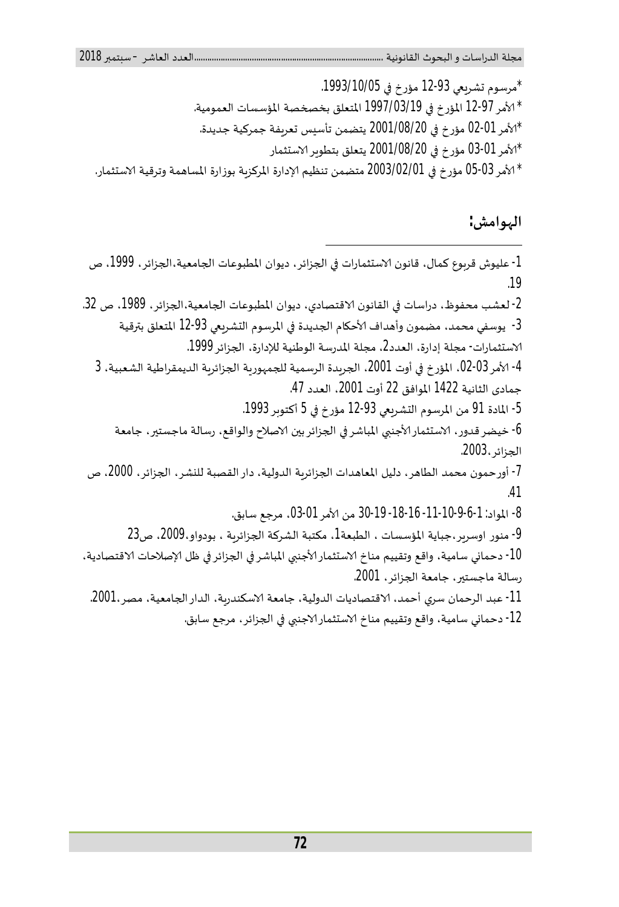*مرسوم تشريعي 93-12 مؤرخ في 1993/10/05.

* الأمر 97-12 المؤرخ في 1997/03/19 المتعلق بخصخصة المؤسسات العمومية.

*الأمر 01-02 مؤرخ في 2001/08/20 يتضمن تأسيس تعريفة جمركية جديدة.

*الأمر 01-03 مؤرخ في 2001/08/20 يتعلق بتطوير الاستثمار

* الأمر 03-05 مؤرخ في 2003/02/01 متضمن تنظيم الإدارة المركزية بوزارة المساهمة وترقية الاستثمار.

## الهوامش:

1- عليوش قربوع كمال، قانون الاستثمارات في الجزائر، ديوان المطبوعات الجامعية،الجزائر، 1999، ص 19.

2- لعشب محفوظ، دراسات في القانون الاقتصادي، ديوان المطبوعات الجامعية،الجزائر، 1989، ص 32.

3- يوسفي محمد، مضمون وأهداف الأحكام الجديدة في المرسوم التشريعي 93-12 المتعلق بترقية الاستثمارات- مجلة إدارة، العدد2، مجلة المدرسة الوطنية للإدارة، الجزائر 1999.

4- الأمر 03-02. المؤرخ في أوت 2001، الجريدة الرسمية للجمهورية الجزائرية الديمقراطية الشعبية، 3 جمادى الثانية 1422 الموافق 22 أوت 2001، العدد 47.

5- المادة 91 من المرسوم التشريعي 93-12 مؤرخ في 5 أكتوبر 1993.

6- خيضر قدور، الاستثمار الأجنبي المباشر في الجزائر بين الاصلاح والواقع، رسالة ماجستير، جامعة الجزائر، 2003.

7- أورحمون محمد الطاهر، دليل المعاهدات الجزائرية الدولية، دار القصبة للنشر، الجزائر، 2000، ص 41.

8- المواد: 1-6-9-10-11-16-18-19-30 من الأمر 01-03، مرجع سابق.

9- منور اوسرير،جباية المؤسسات ، الطبعة1، مكتبة الشركة الجزائرية ، بودواو،2009، ص23

10- دحماني سامية، واقع وتقييم مناخ الاستثمار الأجنبي المباشر في الجزائر في ظل الإصلاحات الاقتصادية، رسالة ماجستير، جامعة الجزائر، 2001.

11- عبد الرحمان سري أحمد، الاقتصاديات الدولية، جامعة الاسكندرية، الدار الجامعية، مصر،2001.

12- دحماني سامية، واقع وتقييم مناخ الاستثمار الاجنبي في الجزائر، مرجع سابق.